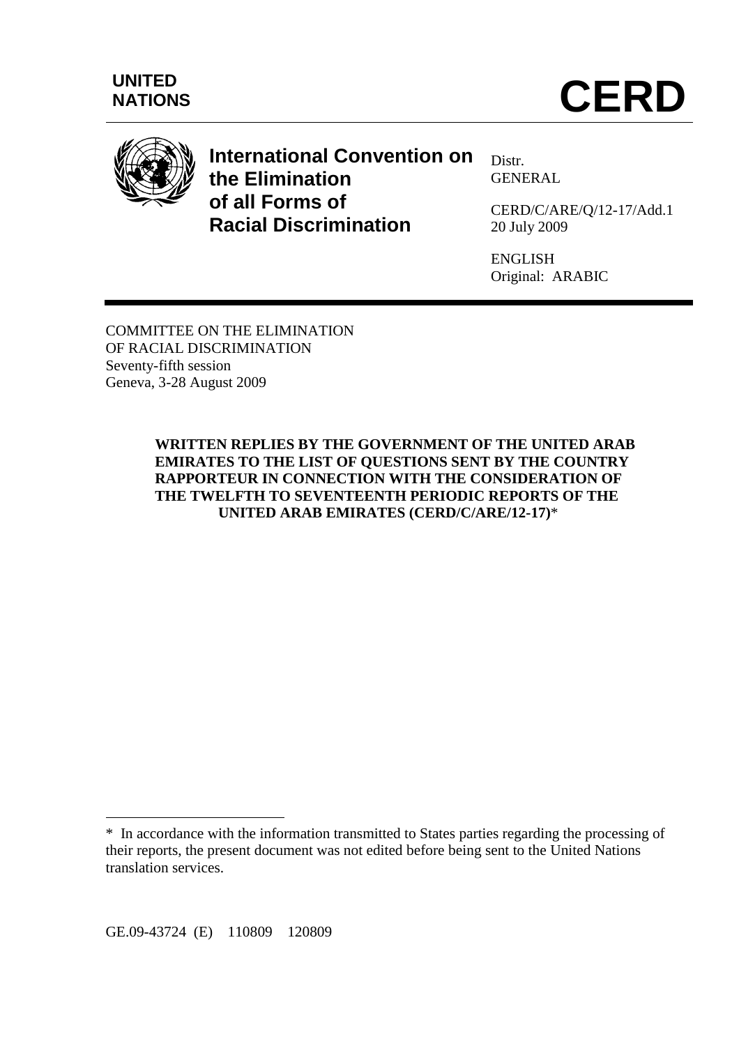**UNITED NATIONS**

# CERD

**International Convention on the Elimination of all Forms of Racial Discrimination**

Distr.
GENERAL

CERD/C/ARE/Q/12-17/Add.1
20 July 2009

ENGLISH
Original: ARABIC

COMMITTEE ON THE ELIMINATION
OF RACIAL DISCRIMINATION
Seventy-fifth session
Geneva, 3-28 August 2009

**WRITTEN REPLIES BY THE GOVERNMENT OF THE UNITED ARAB EMIRATES TO THE LIST OF QUESTIONS SENT BY THE COUNTRY RAPPORTEUR IN CONNECTION WITH THE CONSIDERATION OF THE TWELFTH TO SEVENTEENTH PERIODIC REPORTS OF THE UNITED ARAB EMIRATES (CERD/C/ARE/12-17)***

---

* In accordance with the information transmitted to States parties regarding the processing of their reports, the present document was not edited before being sent to the United Nations translation services.

GE.09-43724 (E) 110809 120809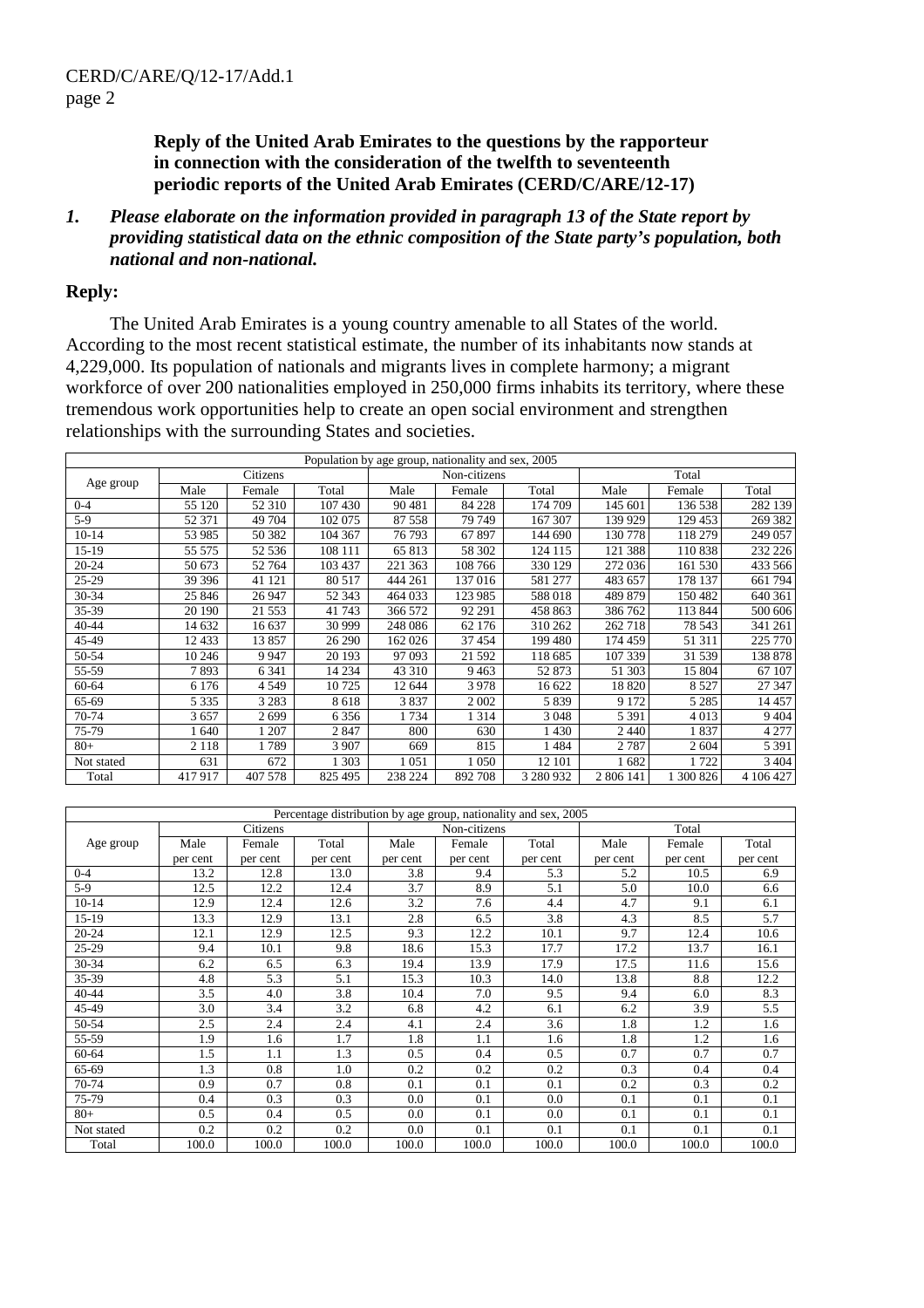**Reply of the United Arab Emirates to the questions by the rapporteur in connection with the consideration of the twelfth to seventeenth periodic reports of the United Arab Emirates (CERD/C/ARE/12-17)**

*1. Please elaborate on the information provided in paragraph 13 of the State report by providing statistical data on the ethnic composition of the State party's population, both national and non-national.*

**Reply:**

The United Arab Emirates is a young country amenable to all States of the world. According to the most recent statistical estimate, the number of its inhabitants now stands at 4,229,000. Its population of nationals and migrants lives in complete harmony; a migrant workforce of over 200 nationalities employed in 250,000 firms inhabits its territory, where these tremendous work opportunities help to create an open social environment and strengthen relationships with the surrounding States and societies.

| Population by age group, nationality and sex, 2005 | | | | | | | | | |
|---|---|---|---|---|---|---|---|---|---|
| Age group | Citizens | | | Non-citizens | | | Total | | |
| | Male | Female | Total | Male | Female | Total | Male | Female | Total |
| 0-4 | 55 120 | 52 310 | 107 430 | 90 481 | 84 228 | 174 709 | 145 601 | 136 538 | 282 139 |
| 5-9 | 52 371 | 49 704 | 102 075 | 87 558 | 79 749 | 167 307 | 139 929 | 129 453 | 269 382 |
| 10-14 | 53 985 | 50 382 | 104 367 | 76 793 | 67 897 | 144 690 | 130 778 | 118 279 | 249 057 |
| 15-19 | 55 575 | 52 536 | 108 111 | 65 813 | 58 302 | 124 115 | 121 388 | 110 838 | 232 226 |
| 20-24 | 50 673 | 52 764 | 103 437 | 221 363 | 108 766 | 330 129 | 272 036 | 161 530 | 433 566 |
| 25-29 | 39 396 | 41 121 | 80 517 | 444 261 | 137 016 | 581 277 | 483 657 | 178 137 | 661 794 |
| 30-34 | 25 846 | 26 947 | 52 343 | 464 033 | 123 985 | 588 018 | 489 879 | 150 482 | 640 361 |
| 35-39 | 20 190 | 21 553 | 41 743 | 366 572 | 92 291 | 458 863 | 386 762 | 113 844 | 500 606 |
| 40-44 | 14 632 | 16 637 | 30 999 | 248 086 | 62 176 | 310 262 | 262 718 | 78 543 | 341 261 |
| 45-49 | 12 433 | 13 857 | 26 290 | 162 026 | 37 454 | 199 480 | 174 459 | 51 311 | 225 770 |
| 50-54 | 10 246 | 9 947 | 20 193 | 97 093 | 21 592 | 118 685 | 107 339 | 31 539 | 138 878 |
| 55-59 | 7 893 | 6 341 | 14 234 | 43 310 | 9 463 | 52 873 | 51 303 | 15 804 | 67 107 |
| 60-64 | 6 176 | 4 549 | 10 725 | 12 644 | 3 978 | 16 622 | 18 820 | 8 527 | 27 347 |
| 65-69 | 5 335 | 3 283 | 8 618 | 3 837 | 2 002 | 5 839 | 9 172 | 5 285 | 14 457 |
| 70-74 | 3 657 | 2 699 | 6 356 | 1 734 | 1 314 | 3 048 | 5 391 | 4 013 | 9 404 |
| 75-79 | 1 640 | 1 207 | 2 847 | 800 | 630 | 1 430 | 2 440 | 1 837 | 4 277 |
| 80+ | 2 118 | 1 789 | 3 907 | 669 | 815 | 1 484 | 2 787 | 2 604 | 5 391 |
| Not stated | 631 | 672 | 1 303 | 1 051 | 1 050 | 12 101 | 1 682 | 1 722 | 3 404 |
| Total | 417 917 | 407 578 | 825 495 | 238 224 | 892 708 | 3 280 932 | 2 806 141 | 1 300 826 | 4 106 427 |

| Percentage distribution by age group, nationality and sex, 2005 | | | | | | | | | |
|---|---|---|---|---|---|---|---|---|---|
| Age group | Citizens | | | Non-citizens | | | Total | | |
| | Male per cent | Female per cent | Total per cent | Male per cent | Female per cent | Total per cent | Male per cent | Female per cent | Total per cent |
| 0-4 | 13.2 | 12.8 | 13.0 | 3.8 | 9.4 | 5.3 | 5.2 | 10.5 | 6.9 |
| 5-9 | 12.5 | 12.2 | 12.4 | 3.7 | 8.9 | 5.1 | 5.0 | 10.0 | 6.6 |
| 10-14 | 12.9 | 12.4 | 12.6 | 3.2 | 7.6 | 4.4 | 4.7 | 9.1 | 6.1 |
| 15-19 | 13.3 | 12.9 | 13.1 | 2.8 | 6.5 | 3.8 | 4.3 | 8.5 | 5.7 |
| 20-24 | 12.1 | 12.9 | 12.5 | 9.3 | 12.2 | 10.1 | 9.7 | 12.4 | 10.6 |
| 25-29 | 9.4 | 10.1 | 9.8 | 18.6 | 15.3 | 17.7 | 17.2 | 13.7 | 16.1 |
| 30-34 | 6.2 | 6.5 | 6.3 | 19.4 | 13.9 | 17.9 | 17.5 | 11.6 | 15.6 |
| 35-39 | 4.8 | 5.3 | 5.1 | 15.3 | 10.3 | 14.0 | 13.8 | 8.8 | 12.2 |
| 40-44 | 3.5 | 4.0 | 3.8 | 10.4 | 7.0 | 9.5 | 9.4 | 6.0 | 8.3 |
| 45-49 | 3.0 | 3.4 | 3.2 | 6.8 | 4.2 | 6.1 | 6.2 | 3.9 | 5.5 |
| 50-54 | 2.5 | 2.4 | 2.4 | 4.1 | 2.4 | 3.6 | 1.8 | 1.2 | 1.6 |
| 55-59 | 1.9 | 1.6 | 1.7 | 1.8 | 1.1 | 1.6 | 1.8 | 1.2 | 1.6 |
| 60-64 | 1.5 | 1.1 | 1.3 | 0.5 | 0.4 | 0.5 | 0.7 | 0.7 | 0.7 |
| 65-69 | 1.3 | 0.8 | 1.0 | 0.2 | 0.2 | 0.2 | 0.3 | 0.4 | 0.4 |
| 70-74 | 0.9 | 0.7 | 0.8 | 0.1 | 0.1 | 0.1 | 0.2 | 0.3 | 0.2 |
| 75-79 | 0.4 | 0.3 | 0.3 | 0.0 | 0.1 | 0.0 | 0.1 | 0.1 | 0.1 |
| 80+ | 0.5 | 0.4 | 0.5 | 0.0 | 0.1 | 0.0 | 0.1 | 0.1 | 0.1 |
| Not stated | 0.2 | 0.2 | 0.2 | 0.0 | 0.1 | 0.1 | 0.1 | 0.1 | 0.1 |
| Total | 100.0 | 100.0 | 100.0 | 100.0 | 100.0 | 100.0 | 100.0 | 100.0 | 100.0 |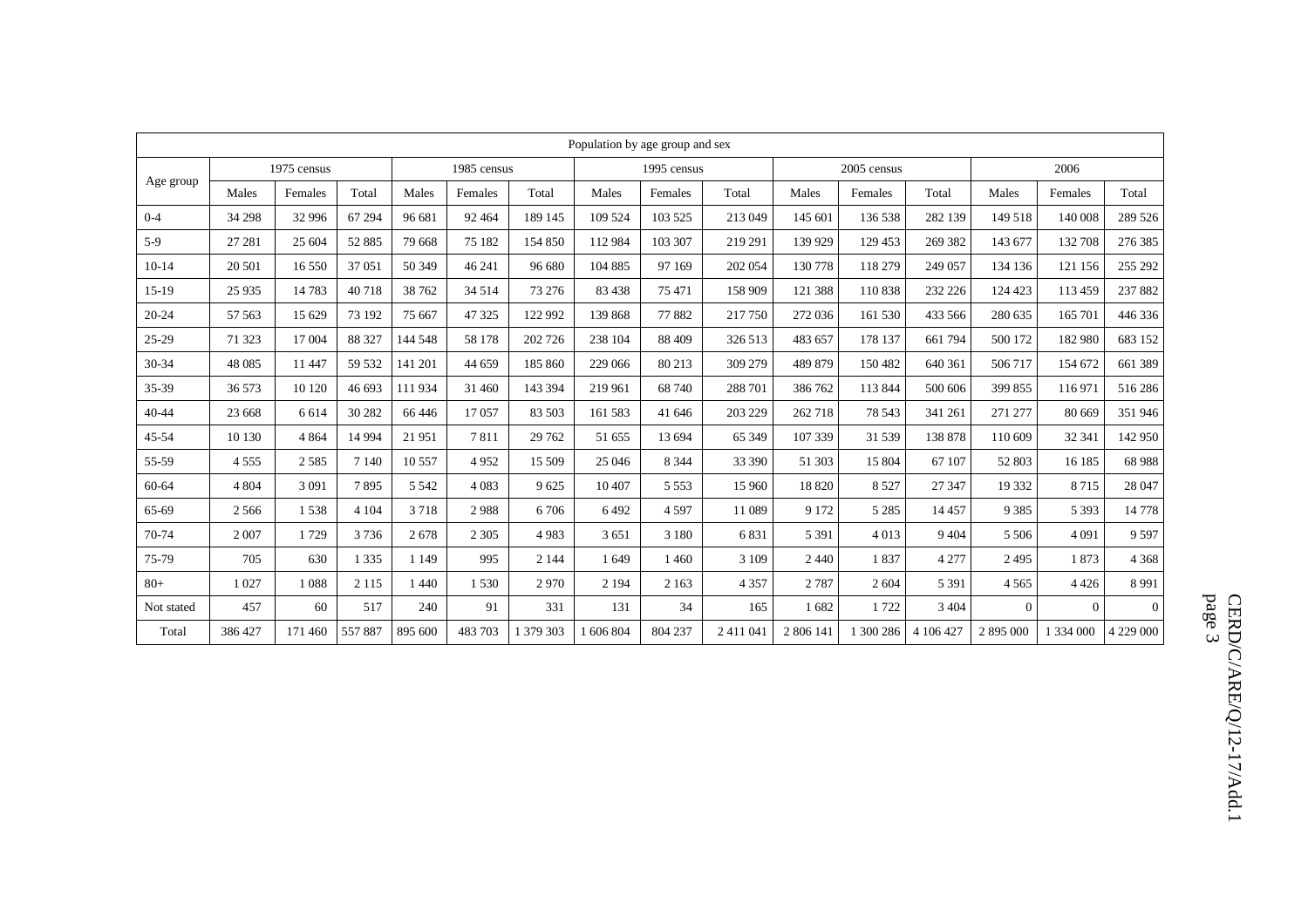| Population by age group and sex | | | | | | | | | | | | | | | |
|---|---|---|---|---|---|---|---|---|---|---|---|---|---|---|---|
| Age group | 1975 census | | | 1985 census | | | 1995 census | | | 2005 census | | | 2006 | | |
| | Males | Females | Total | Males | Females | Total | Males | Females | Total | Males | Females | Total | Males | Females | Total |
| 0-4 | 34 298 | 32 996 | 67 294 | 96 681 | 92 464 | 189 145 | 109 524 | 103 525 | 213 049 | 145 601 | 136 538 | 282 139 | 149 518 | 140 008 | 289 526 |
| 5-9 | 27 281 | 25 604 | 52 885 | 79 668 | 75 182 | 154 850 | 112 984 | 103 307 | 219 291 | 139 929 | 129 453 | 269 382 | 143 677 | 132 708 | 276 385 |
| 10-14 | 20 501 | 16 550 | 37 051 | 50 349 | 46 241 | 96 680 | 104 885 | 97 169 | 202 054 | 130 778 | 118 279 | 249 057 | 134 136 | 121 156 | 255 292 |
| 15-19 | 25 935 | 14 783 | 40 718 | 38 762 | 34 514 | 73 276 | 83 438 | 75 471 | 158 909 | 121 388 | 110 838 | 232 226 | 124 423 | 113 459 | 237 882 |
| 20-24 | 57 563 | 15 629 | 73 192 | 75 667 | 47 325 | 122 992 | 139 868 | 77 882 | 217 750 | 272 036 | 161 530 | 433 566 | 280 635 | 165 701 | 446 336 |
| 25-29 | 71 323 | 17 004 | 88 327 | 144 548 | 58 178 | 202 726 | 238 104 | 88 409 | 326 513 | 483 657 | 178 137 | 661 794 | 500 172 | 182 980 | 683 152 |
| 30-34 | 48 085 | 11 447 | 59 532 | 141 201 | 44 659 | 185 860 | 229 066 | 80 213 | 309 279 | 489 879 | 150 482 | 640 361 | 506 717 | 154 672 | 661 389 |
| 35-39 | 36 573 | 10 120 | 46 693 | 111 934 | 31 460 | 143 394 | 219 961 | 68 740 | 288 701 | 386 762 | 113 844 | 500 606 | 399 855 | 116 971 | 516 286 |
| 40-44 | 23 668 | 6 614 | 30 282 | 66 446 | 17 057 | 83 503 | 161 583 | 41 646 | 203 229 | 262 718 | 78 543 | 341 261 | 271 277 | 80 669 | 351 946 |
| 45-54 | 10 130 | 4 864 | 14 994 | 21 951 | 7 811 | 29 762 | 51 655 | 13 694 | 65 349 | 107 339 | 31 539 | 138 878 | 110 609 | 32 341 | 142 950 |
| 55-59 | 4 555 | 2 585 | 7 140 | 10 557 | 4 952 | 15 509 | 25 046 | 8 344 | 33 390 | 51 303 | 15 804 | 67 107 | 52 803 | 16 185 | 68 988 |
| 60-64 | 4 804 | 3 091 | 7 895 | 5 542 | 4 083 | 9 625 | 10 407 | 5 553 | 15 960 | 18 820 | 8 527 | 27 347 | 19 332 | 8 715 | 28 047 |
| 65-69 | 2 566 | 1 538 | 4 104 | 3 718 | 2 988 | 6 706 | 6 492 | 4 597 | 11 089 | 9 172 | 5 285 | 14 457 | 9 385 | 5 393 | 14 778 |
| 70-74 | 2 007 | 1 729 | 3 736 | 2 678 | 2 305 | 4 983 | 3 651 | 3 180 | 6 831 | 5 391 | 4 013 | 9 404 | 5 506 | 4 091 | 9 597 |
| 75-79 | 705 | 630 | 1 335 | 1 149 | 995 | 2 144 | 1 649 | 1 460 | 3 109 | 2 440 | 1 837 | 4 277 | 2 495 | 1 873 | 4 368 |
| 80+ | 1 027 | 1 088 | 2 115 | 1 440 | 1 530 | 2 970 | 2 194 | 2 163 | 4 357 | 2 787 | 2 604 | 5 391 | 4 565 | 4 426 | 8 991 |
| Not stated | 457 | 60 | 517 | 240 | 91 | 331 | 131 | 34 | 165 | 1 682 | 1 722 | 3 404 | 0 | 0 | 0 |
| Total | 386 427 | 171 460 | 557 887 | 895 600 | 483 703 | 1 379 303 | 1 606 804 | 804 237 | 2 411 041 | 2 806 141 | 1 300 286 | 4 106 427 | 2 895 000 | 1 334 000 | 4 229 000 |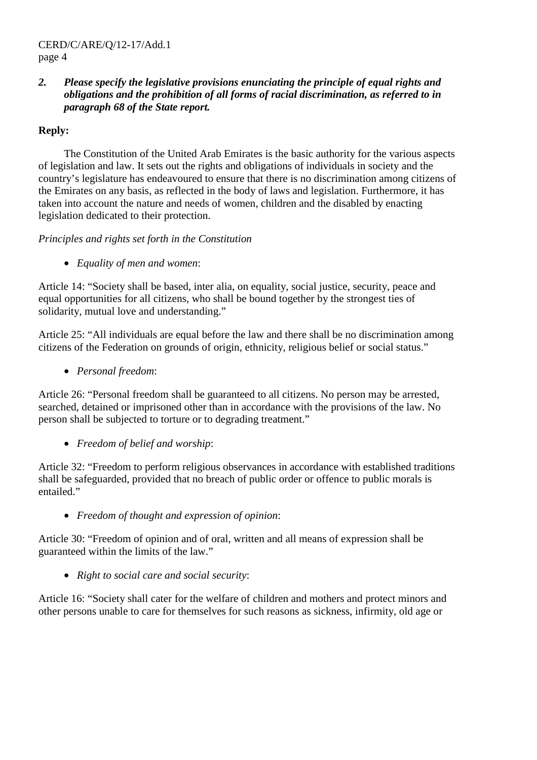***2. Please specify the legislative provisions enunciating the principle of equal rights and obligations and the prohibition of all forms of racial discrimination, as referred to in paragraph 68 of the State report.***

**Reply:**

The Constitution of the United Arab Emirates is the basic authority for the various aspects of legislation and law. It sets out the rights and obligations of individuals in society and the country's legislature has endeavoured to ensure that there is no discrimination among citizens of the Emirates on any basis, as reflected in the body of laws and legislation. Furthermore, it has taken into account the nature and needs of women, children and the disabled by enacting legislation dedicated to their protection.

*Principles and rights set forth in the Constitution*

- *Equality of men and women*:

Article 14: "Society shall be based, inter alia, on equality, social justice, security, peace and equal opportunities for all citizens, who shall be bound together by the strongest ties of solidarity, mutual love and understanding."

Article 25: "All individuals are equal before the law and there shall be no discrimination among citizens of the Federation on grounds of origin, ethnicity, religious belief or social status."

- *Personal freedom*:

Article 26: "Personal freedom shall be guaranteed to all citizens. No person may be arrested, searched, detained or imprisoned other than in accordance with the provisions of the law. No person shall be subjected to torture or to degrading treatment."

- *Freedom of belief and worship*:

Article 32: "Freedom to perform religious observances in accordance with established traditions shall be safeguarded, provided that no breach of public order or offence to public morals is entailed."

- *Freedom of thought and expression of opinion*:

Article 30: "Freedom of opinion and of oral, written and all means of expression shall be guaranteed within the limits of the law."

- *Right to social care and social security*:

Article 16: "Society shall cater for the welfare of children and mothers and protect minors and other persons unable to care for themselves for such reasons as sickness, infirmity, old age or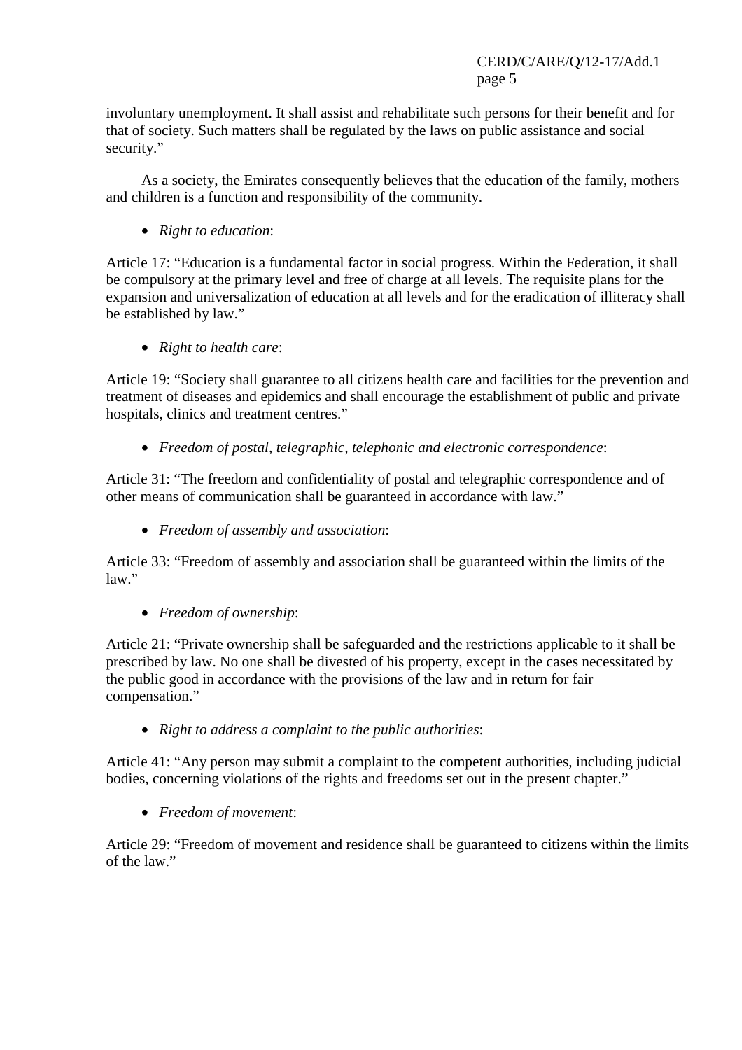involuntary unemployment. It shall assist and rehabilitate such persons for their benefit and for that of society. Such matters shall be regulated by the laws on public assistance and social security."

As a society, the Emirates consequently believes that the education of the family, mothers and children is a function and responsibility of the community.

- *Right to education*:

Article 17: "Education is a fundamental factor in social progress. Within the Federation, it shall be compulsory at the primary level and free of charge at all levels. The requisite plans for the expansion and universalization of education at all levels and for the eradication of illiteracy shall be established by law."

- *Right to health care*:

Article 19: "Society shall guarantee to all citizens health care and facilities for the prevention and treatment of diseases and epidemics and shall encourage the establishment of public and private hospitals, clinics and treatment centres."

- *Freedom of postal, telegraphic, telephonic and electronic correspondence*:

Article 31: "The freedom and confidentiality of postal and telegraphic correspondence and of other means of communication shall be guaranteed in accordance with law."

- *Freedom of assembly and association*:

Article 33: "Freedom of assembly and association shall be guaranteed within the limits of the law."

- *Freedom of ownership*:

Article 21: "Private ownership shall be safeguarded and the restrictions applicable to it shall be prescribed by law. No one shall be divested of his property, except in the cases necessitated by the public good in accordance with the provisions of the law and in return for fair compensation."

- *Right to address a complaint to the public authorities*:

Article 41: "Any person may submit a complaint to the competent authorities, including judicial bodies, concerning violations of the rights and freedoms set out in the present chapter."

- *Freedom of movement*:

Article 29: "Freedom of movement and residence shall be guaranteed to citizens within the limits of the law."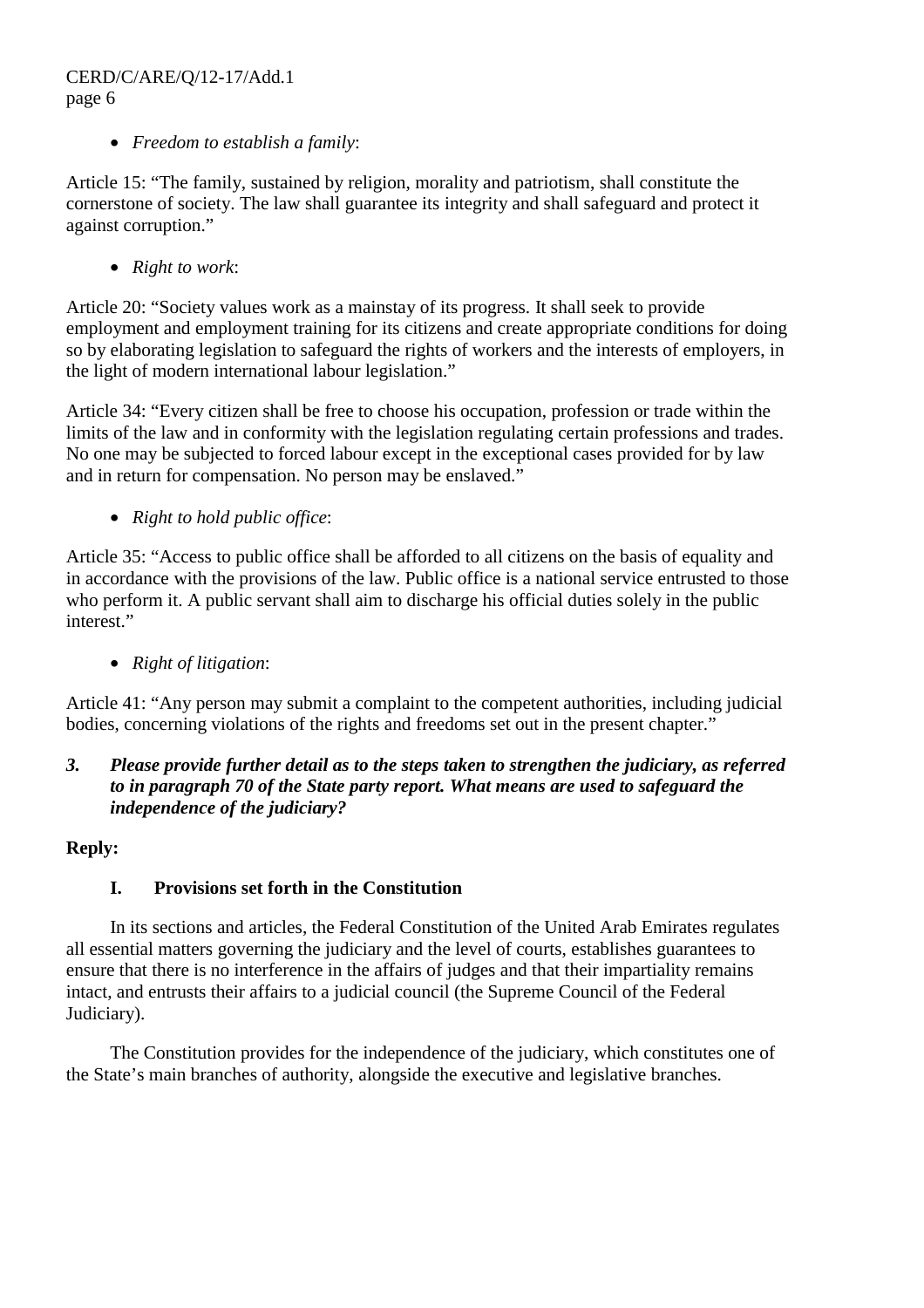- *Freedom to establish a family*:

Article 15: “The family, sustained by religion, morality and patriotism, shall constitute the cornerstone of society. The law shall guarantee its integrity and shall safeguard and protect it against corruption.”

- *Right to work*:

Article 20: “Society values work as a mainstay of its progress. It shall seek to provide employment and employment training for its citizens and create appropriate conditions for doing so by elaborating legislation to safeguard the rights of workers and the interests of employers, in the light of modern international labour legislation.”

Article 34: “Every citizen shall be free to choose his occupation, profession or trade within the limits of the law and in conformity with the legislation regulating certain professions and trades. No one may be subjected to forced labour except in the exceptional cases provided for by law and in return for compensation. No person may be enslaved.”

- *Right to hold public office*:

Article 35: “Access to public office shall be afforded to all citizens on the basis of equality and in accordance with the provisions of the law. Public office is a national service entrusted to those who perform it. A public servant shall aim to discharge his official duties solely in the public interest.”

- *Right of litigation*:

Article 41: “Any person may submit a complaint to the competent authorities, including judicial bodies, concerning violations of the rights and freedoms set out in the present chapter.”

***3. Please provide further detail as to the steps taken to strengthen the judiciary, as referred to in paragraph 70 of the State party report. What means are used to safeguard the independence of the judiciary?***

**Reply:**

**I. Provisions set forth in the Constitution**

In its sections and articles, the Federal Constitution of the United Arab Emirates regulates all essential matters governing the judiciary and the level of courts, establishes guarantees to ensure that there is no interference in the affairs of judges and that their impartiality remains intact, and entrusts their affairs to a judicial council (the Supreme Council of the Federal Judiciary).

The Constitution provides for the independence of the judiciary, which constitutes one of the State’s main branches of authority, alongside the executive and legislative branches.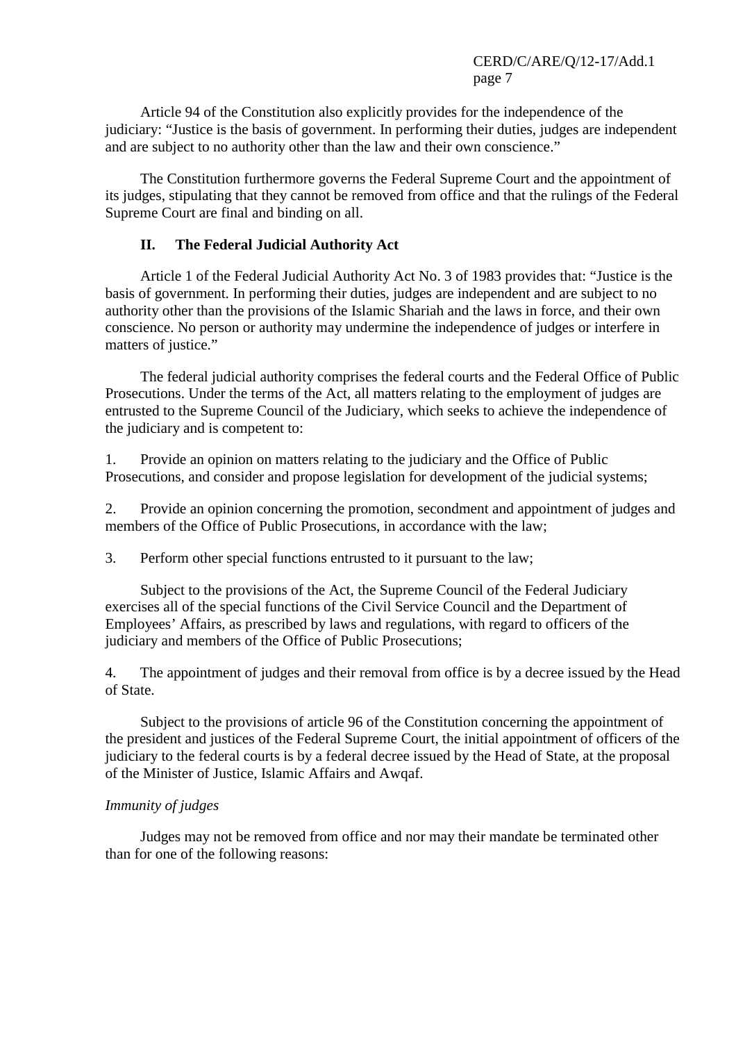Article 94 of the Constitution also explicitly provides for the independence of the judiciary: "Justice is the basis of government. In performing their duties, judges are independent and are subject to no authority other than the law and their own conscience."

The Constitution furthermore governs the Federal Supreme Court and the appointment of its judges, stipulating that they cannot be removed from office and that the rulings of the Federal Supreme Court are final and binding on all.

## II. The Federal Judicial Authority Act

Article 1 of the Federal Judicial Authority Act No. 3 of 1983 provides that: "Justice is the basis of government. In performing their duties, judges are independent and are subject to no authority other than the provisions of the Islamic Shariah and the laws in force, and their own conscience. No person or authority may undermine the independence of judges or interfere in matters of justice."

The federal judicial authority comprises the federal courts and the Federal Office of Public Prosecutions. Under the terms of the Act, all matters relating to the employment of judges are entrusted to the Supreme Council of the Judiciary, which seeks to achieve the independence of the judiciary and is competent to:

1. Provide an opinion on matters relating to the judiciary and the Office of Public Prosecutions, and consider and propose legislation for development of the judicial systems;

2. Provide an opinion concerning the promotion, secondment and appointment of judges and members of the Office of Public Prosecutions, in accordance with the law;

3. Perform other special functions entrusted to it pursuant to the law;

Subject to the provisions of the Act, the Supreme Council of the Federal Judiciary exercises all of the special functions of the Civil Service Council and the Department of Employees' Affairs, as prescribed by laws and regulations, with regard to officers of the judiciary and members of the Office of Public Prosecutions;

4. The appointment of judges and their removal from office is by a decree issued by the Head of State.

Subject to the provisions of article 96 of the Constitution concerning the appointment of the president and justices of the Federal Supreme Court, the initial appointment of officers of the judiciary to the federal courts is by a federal decree issued by the Head of State, at the proposal of the Minister of Justice, Islamic Affairs and Awqaf.

*Immunity of judges*

Judges may not be removed from office and nor may their mandate be terminated other than for one of the following reasons: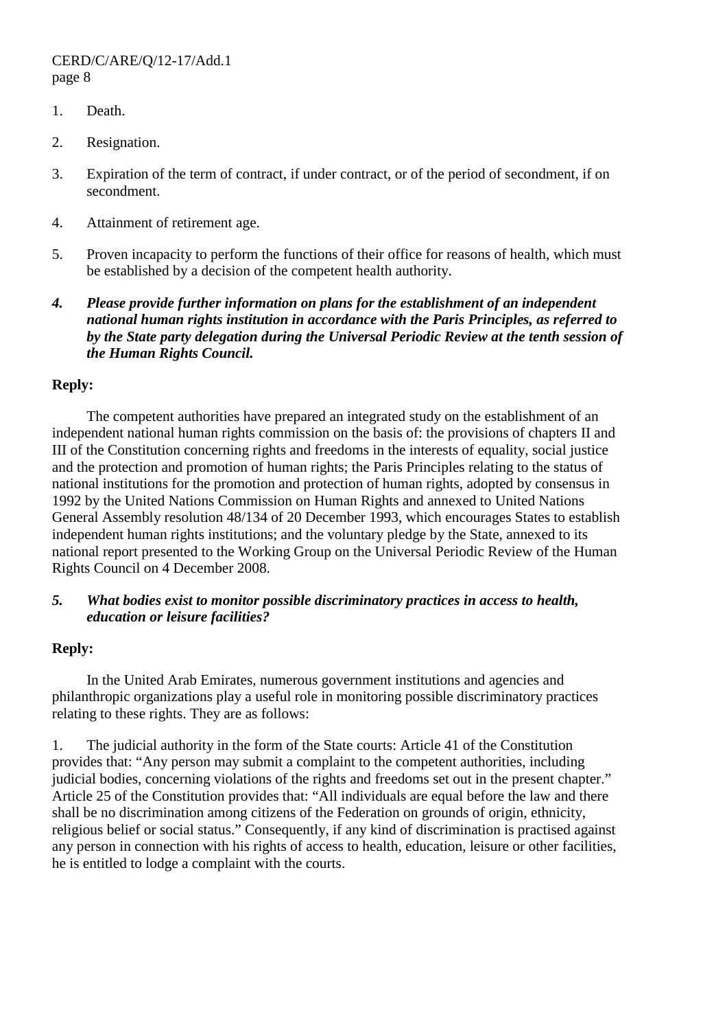1. Death.

2. Resignation.

3. Expiration of the term of contract, if under contract, or of the period of secondment, if on secondment.

4. Attainment of retirement age.

5. Proven incapacity to perform the functions of their office for reasons of health, which must be established by a decision of the competent health authority.

***4. Please provide further information on plans for the establishment of an independent national human rights institution in accordance with the Paris Principles, as referred to by the State party delegation during the Universal Periodic Review at the tenth session of the Human Rights Council.***

**Reply:**

The competent authorities have prepared an integrated study on the establishment of an independent national human rights commission on the basis of: the provisions of chapters II and III of the Constitution concerning rights and freedoms in the interests of equality, social justice and the protection and promotion of human rights; the Paris Principles relating to the status of national institutions for the promotion and protection of human rights, adopted by consensus in 1992 by the United Nations Commission on Human Rights and annexed to United Nations General Assembly resolution 48/134 of 20 December 1993, which encourages States to establish independent human rights institutions; and the voluntary pledge by the State, annexed to its national report presented to the Working Group on the Universal Periodic Review of the Human Rights Council on 4 December 2008.

***5. What bodies exist to monitor possible discriminatory practices in access to health, education or leisure facilities?***

**Reply:**

In the United Arab Emirates, numerous government institutions and agencies and philanthropic organizations play a useful role in monitoring possible discriminatory practices relating to these rights. They are as follows:

1. The judicial authority in the form of the State courts: Article 41 of the Constitution provides that: "Any person may submit a complaint to the competent authorities, including judicial bodies, concerning violations of the rights and freedoms set out in the present chapter." Article 25 of the Constitution provides that: "All individuals are equal before the law and there shall be no discrimination among citizens of the Federation on grounds of origin, ethnicity, religious belief or social status." Consequently, if any kind of discrimination is practised against any person in connection with his rights of access to health, education, leisure or other facilities, he is entitled to lodge a complaint with the courts.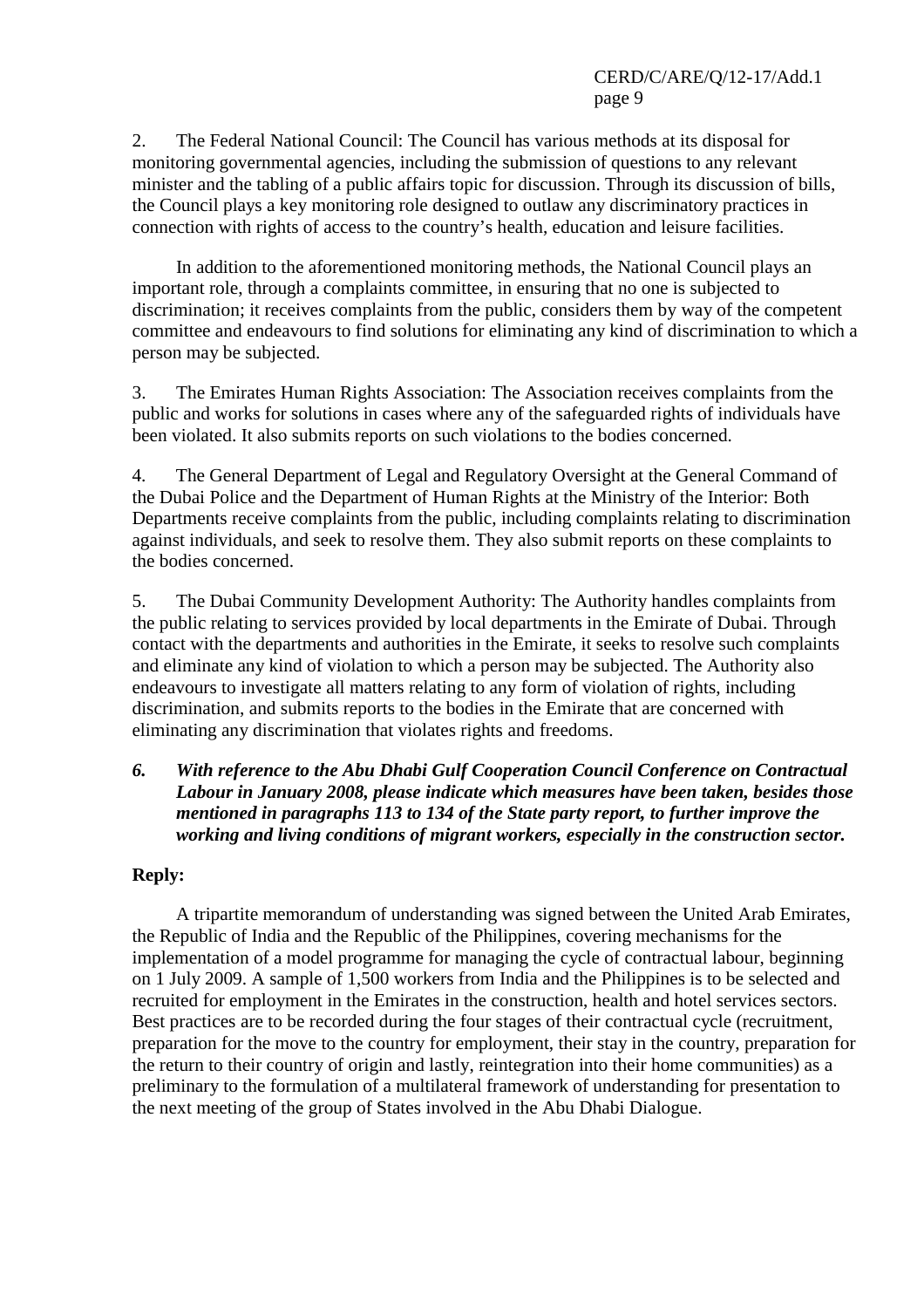2. The Federal National Council: The Council has various methods at its disposal for monitoring governmental agencies, including the submission of questions to any relevant minister and the tabling of a public affairs topic for discussion. Through its discussion of bills, the Council plays a key monitoring role designed to outlaw any discriminatory practices in connection with rights of access to the country's health, education and leisure facilities.

In addition to the aforementioned monitoring methods, the National Council plays an important role, through a complaints committee, in ensuring that no one is subjected to discrimination; it receives complaints from the public, considers them by way of the competent committee and endeavours to find solutions for eliminating any kind of discrimination to which a person may be subjected.

3. The Emirates Human Rights Association: The Association receives complaints from the public and works for solutions in cases where any of the safeguarded rights of individuals have been violated. It also submits reports on such violations to the bodies concerned.

4. The General Department of Legal and Regulatory Oversight at the General Command of the Dubai Police and the Department of Human Rights at the Ministry of the Interior: Both Departments receive complaints from the public, including complaints relating to discrimination against individuals, and seek to resolve them. They also submit reports on these complaints to the bodies concerned.

5. The Dubai Community Development Authority: The Authority handles complaints from the public relating to services provided by local departments in the Emirate of Dubai. Through contact with the departments and authorities in the Emirate, it seeks to resolve such complaints and eliminate any kind of violation to which a person may be subjected. The Authority also endeavours to investigate all matters relating to any form of violation of rights, including discrimination, and submits reports to the bodies in the Emirate that are concerned with eliminating any discrimination that violates rights and freedoms.

***6. With reference to the Abu Dhabi Gulf Cooperation Council Conference on Contractual Labour in January 2008, please indicate which measures have been taken, besides those mentioned in paragraphs 113 to 134 of the State party report, to further improve the working and living conditions of migrant workers, especially in the construction sector.***

**Reply:**

A tripartite memorandum of understanding was signed between the United Arab Emirates, the Republic of India and the Republic of the Philippines, covering mechanisms for the implementation of a model programme for managing the cycle of contractual labour, beginning on 1 July 2009. A sample of 1,500 workers from India and the Philippines is to be selected and recruited for employment in the Emirates in the construction, health and hotel services sectors. Best practices are to be recorded during the four stages of their contractual cycle (recruitment, preparation for the move to the country for employment, their stay in the country, preparation for the return to their country of origin and lastly, reintegration into their home communities) as a preliminary to the formulation of a multilateral framework of understanding for presentation to the next meeting of the group of States involved in the Abu Dhabi Dialogue.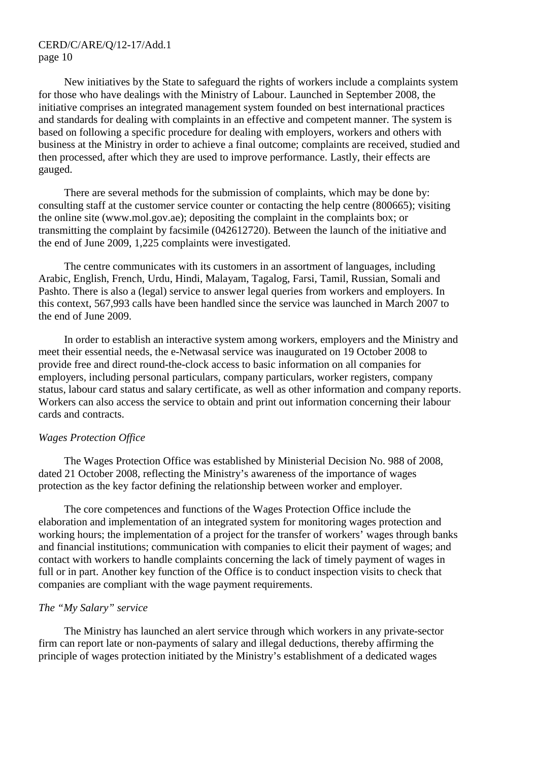New initiatives by the State to safeguard the rights of workers include a complaints system for those who have dealings with the Ministry of Labour. Launched in September 2008, the initiative comprises an integrated management system founded on best international practices and standards for dealing with complaints in an effective and competent manner. The system is based on following a specific procedure for dealing with employers, workers and others with business at the Ministry in order to achieve a final outcome; complaints are received, studied and then processed, after which they are used to improve performance. Lastly, their effects are gauged.

There are several methods for the submission of complaints, which may be done by: consulting staff at the customer service counter or contacting the help centre (800665); visiting the online site (www.mol.gov.ae); depositing the complaint in the complaints box; or transmitting the complaint by facsimile (042612720). Between the launch of the initiative and the end of June 2009, 1,225 complaints were investigated.

The centre communicates with its customers in an assortment of languages, including Arabic, English, French, Urdu, Hindi, Malayam, Tagalog, Farsi, Tamil, Russian, Somali and Pashto. There is also a (legal) service to answer legal queries from workers and employers. In this context, 567,993 calls have been handled since the service was launched in March 2007 to the end of June 2009.

In order to establish an interactive system among workers, employers and the Ministry and meet their essential needs, the e-Netwasal service was inaugurated on 19 October 2008 to provide free and direct round-the-clock access to basic information on all companies for employers, including personal particulars, company particulars, worker registers, company status, labour card status and salary certificate, as well as other information and company reports. Workers can also access the service to obtain and print out information concerning their labour cards and contracts.

*Wages Protection Office*

The Wages Protection Office was established by Ministerial Decision No. 988 of 2008, dated 21 October 2008, reflecting the Ministry's awareness of the importance of wages protection as the key factor defining the relationship between worker and employer.

The core competences and functions of the Wages Protection Office include the elaboration and implementation of an integrated system for monitoring wages protection and working hours; the implementation of a project for the transfer of workers' wages through banks and financial institutions; communication with companies to elicit their payment of wages; and contact with workers to handle complaints concerning the lack of timely payment of wages in full or in part. Another key function of the Office is to conduct inspection visits to check that companies are compliant with the wage payment requirements.

*The "My Salary" service*

The Ministry has launched an alert service through which workers in any private-sector firm can report late or non-payments of salary and illegal deductions, thereby affirming the principle of wages protection initiated by the Ministry's establishment of a dedicated wages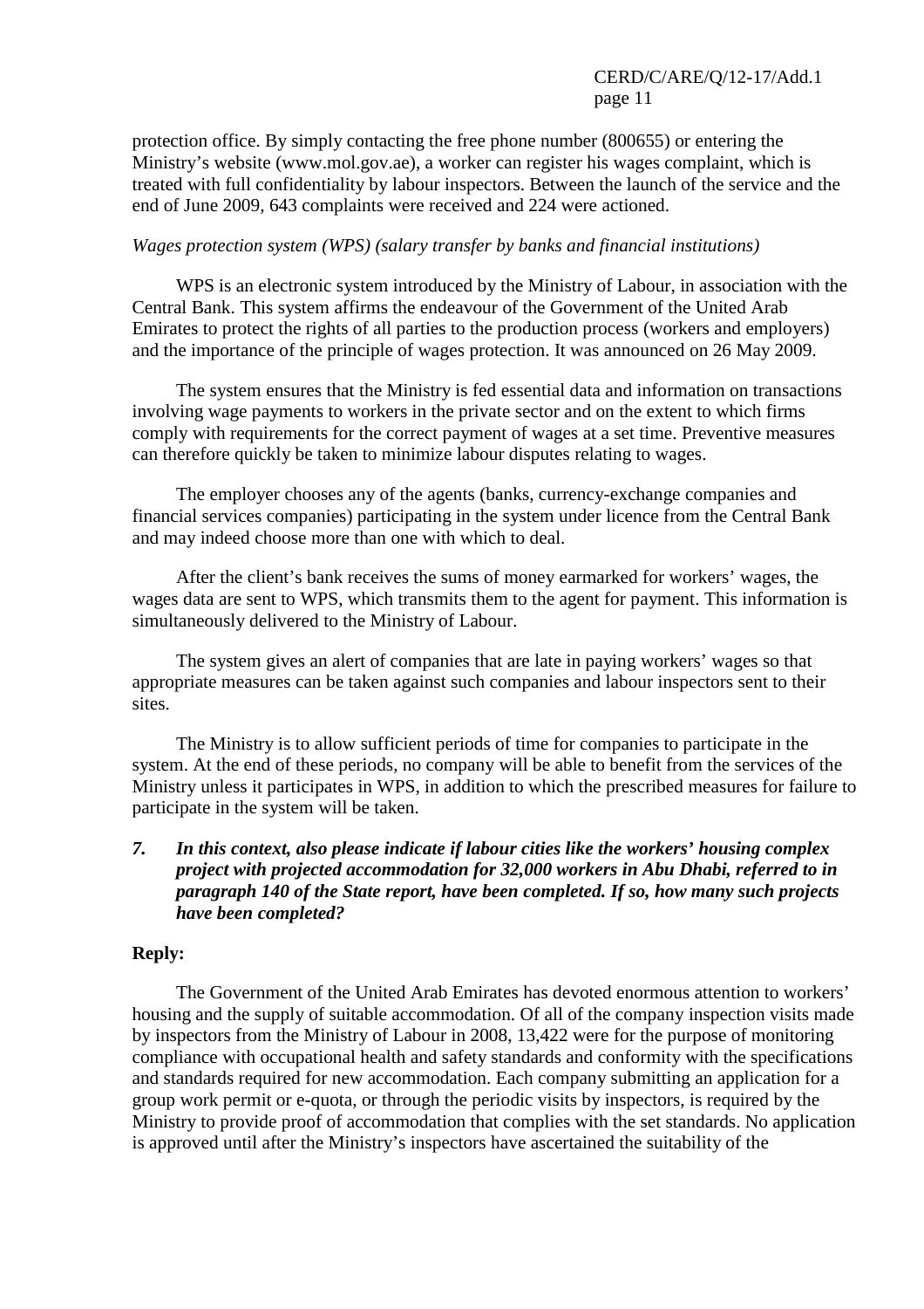protection office. By simply contacting the free phone number (800655) or entering the Ministry's website (www.mol.gov.ae), a worker can register his wages complaint, which is treated with full confidentiality by labour inspectors. Between the launch of the service and the end of June 2009, 643 complaints were received and 224 were actioned.

*Wages protection system (WPS) (salary transfer by banks and financial institutions)*

WPS is an electronic system introduced by the Ministry of Labour, in association with the Central Bank. This system affirms the endeavour of the Government of the United Arab Emirates to protect the rights of all parties to the production process (workers and employers) and the importance of the principle of wages protection. It was announced on 26 May 2009.

The system ensures that the Ministry is fed essential data and information on transactions involving wage payments to workers in the private sector and on the extent to which firms comply with requirements for the correct payment of wages at a set time. Preventive measures can therefore quickly be taken to minimize labour disputes relating to wages.

The employer chooses any of the agents (banks, currency-exchange companies and financial services companies) participating in the system under licence from the Central Bank and may indeed choose more than one with which to deal.

After the client's bank receives the sums of money earmarked for workers' wages, the wages data are sent to WPS, which transmits them to the agent for payment. This information is simultaneously delivered to the Ministry of Labour.

The system gives an alert of companies that are late in paying workers' wages so that appropriate measures can be taken against such companies and labour inspectors sent to their sites.

The Ministry is to allow sufficient periods of time for companies to participate in the system. At the end of these periods, no company will be able to benefit from the services of the Ministry unless it participates in WPS, in addition to which the prescribed measures for failure to participate in the system will be taken.

***7. In this context, also please indicate if labour cities like the workers' housing complex project with projected accommodation for 32,000 workers in Abu Dhabi, referred to in paragraph 140 of the State report, have been completed. If so, how many such projects have been completed?***

**Reply:**

The Government of the United Arab Emirates has devoted enormous attention to workers' housing and the supply of suitable accommodation. Of all of the company inspection visits made by inspectors from the Ministry of Labour in 2008, 13,422 were for the purpose of monitoring compliance with occupational health and safety standards and conformity with the specifications and standards required for new accommodation. Each company submitting an application for a group work permit or e-quota, or through the periodic visits by inspectors, is required by the Ministry to provide proof of accommodation that complies with the set standards. No application is approved until after the Ministry's inspectors have ascertained the suitability of the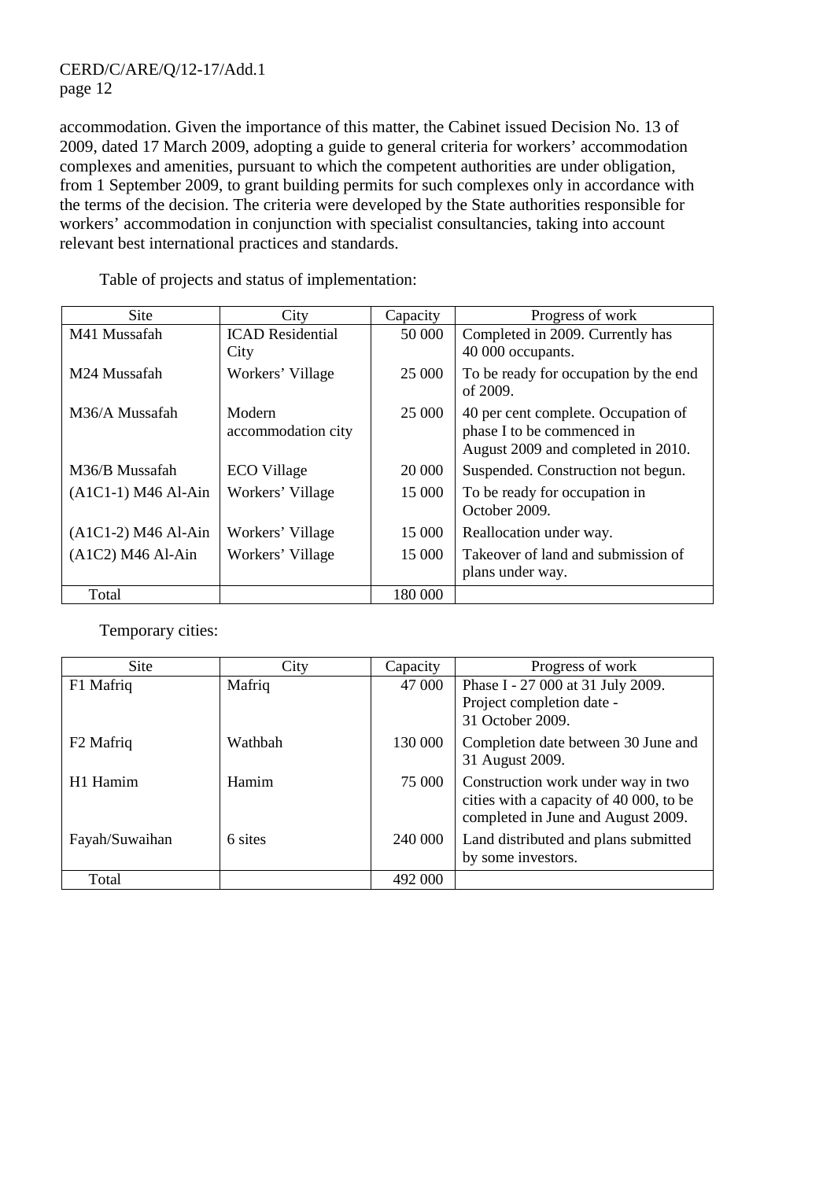accommodation. Given the importance of this matter, the Cabinet issued Decision No. 13 of 2009, dated 17 March 2009, adopting a guide to general criteria for workers' accommodation complexes and amenities, pursuant to which the competent authorities are under obligation, from 1 September 2009, to grant building permits for such complexes only in accordance with the terms of the decision. The criteria were developed by the State authorities responsible for workers' accommodation in conjunction with specialist consultancies, taking into account relevant best international practices and standards.

Table of projects and status of implementation:

| Site | City | Capacity | Progress of work |
|---|---|---|---|
| M41 Mussafah | ICAD Residential City | 50 000 | Completed in 2009. Currently has 40 000 occupants. |
| M24 Mussafah | Workers' Village | 25 000 | To be ready for occupation by the end of 2009. |
| M36/A Mussafah | Modern accommodation city | 25 000 | 40 per cent complete. Occupation of phase I to be commenced in August 2009 and completed in 2010. |
| M36/B Mussafah | ECO Village | 20 000 | Suspended. Construction not begun. |
| (A1C1-1) M46 Al-Ain | Workers' Village | 15 000 | To be ready for occupation in October 2009. |
| (A1C1-2) M46 Al-Ain | Workers' Village | 15 000 | Reallocation under way. |
| (A1C2) M46 Al-Ain | Workers' Village | 15 000 | Takeover of land and submission of plans under way. |
| Total | | 180 000 | |

Temporary cities:

| Site | City | Capacity | Progress of work |
|---|---|---|---|
| F1 Mafriq | Mafriq | 47 000 | Phase I - 27 000 at 31 July 2009. Project completion date - 31 October 2009. |
| F2 Mafriq | Wathbah | 130 000 | Completion date between 30 June and 31 August 2009. |
| H1 Hamim | Hamim | 75 000 | Construction work under way in two cities with a capacity of 40 000, to be completed in June and August 2009. |
| Fayah/Suwaihan | 6 sites | 240 000 | Land distributed and plans submitted by some investors. |
| Total | | 492 000 | |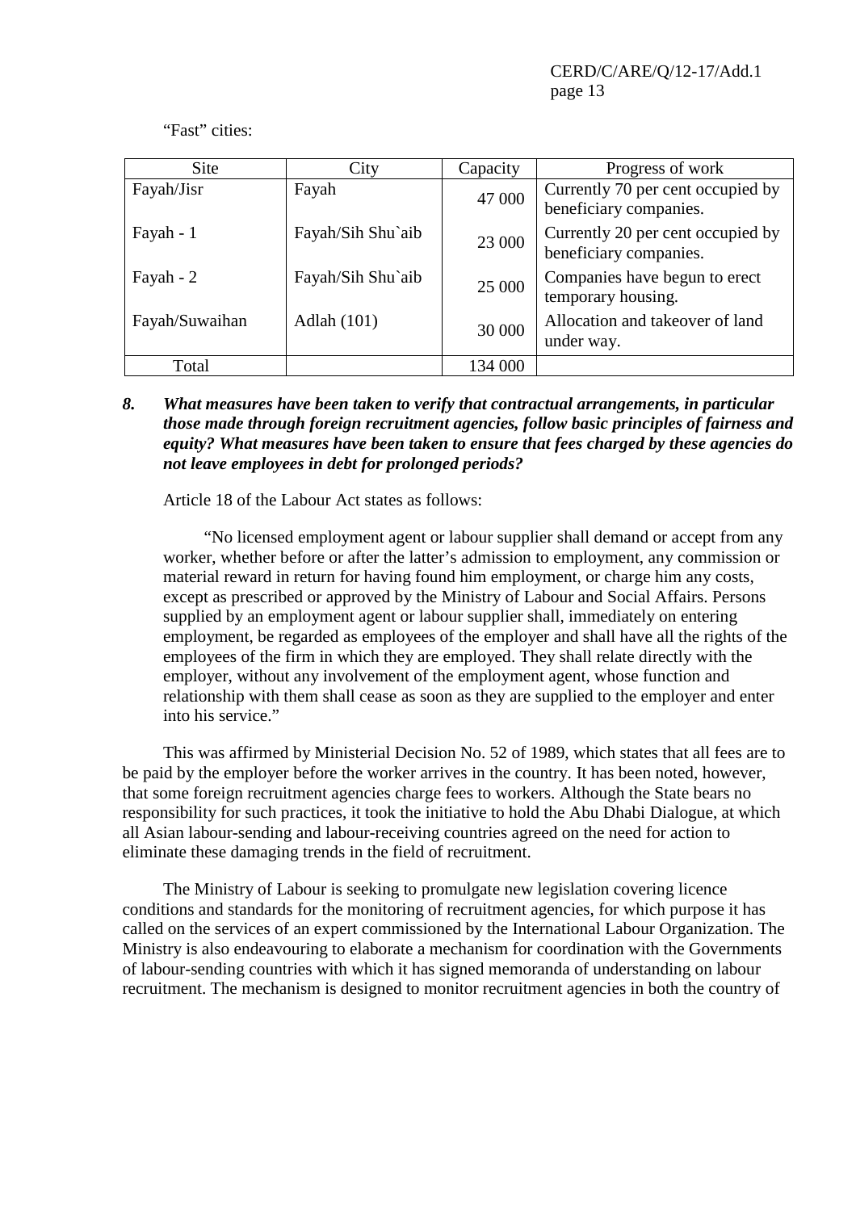"Fast" cities:

| Site | City | Capacity | Progress of work |
|---|---|---|---|
| Fayah/Jisr | Fayah | 47 000 | Currently 70 per cent occupied by beneficiary companies. |
| Fayah - 1 | Fayah/Sih Shu`aib | 23 000 | Currently 20 per cent occupied by beneficiary companies. |
| Fayah - 2 | Fayah/Sih Shu`aib | 25 000 | Companies have begun to erect temporary housing. |
| Fayah/Suwaihan | Adlah (101) | 30 000 | Allocation and takeover of land under way. |
| Total | | 134 000 | |

***8. What measures have been taken to verify that contractual arrangements, in particular those made through foreign recruitment agencies, follow basic principles of fairness and equity? What measures have been taken to ensure that fees charged by these agencies do not leave employees in debt for prolonged periods?***

Article 18 of the Labour Act states as follows:

> "No licensed employment agent or labour supplier shall demand or accept from any worker, whether before or after the latter's admission to employment, any commission or material reward in return for having found him employment, or charge him any costs, except as prescribed or approved by the Ministry of Labour and Social Affairs. Persons supplied by an employment agent or labour supplier shall, immediately on entering employment, be regarded as employees of the employer and shall have all the rights of the employees of the firm in which they are employed. They shall relate directly with the employer, without any involvement of the employment agent, whose function and relationship with them shall cease as soon as they are supplied to the employer and enter into his service."

This was affirmed by Ministerial Decision No. 52 of 1989, which states that all fees are to be paid by the employer before the worker arrives in the country. It has been noted, however, that some foreign recruitment agencies charge fees to workers. Although the State bears no responsibility for such practices, it took the initiative to hold the Abu Dhabi Dialogue, at which all Asian labour-sending and labour-receiving countries agreed on the need for action to eliminate these damaging trends in the field of recruitment.

The Ministry of Labour is seeking to promulgate new legislation covering licence conditions and standards for the monitoring of recruitment agencies, for which purpose it has called on the services of an expert commissioned by the International Labour Organization. The Ministry is also endeavouring to elaborate a mechanism for coordination with the Governments of labour-sending countries with which it has signed memoranda of understanding on labour recruitment. The mechanism is designed to monitor recruitment agencies in both the country of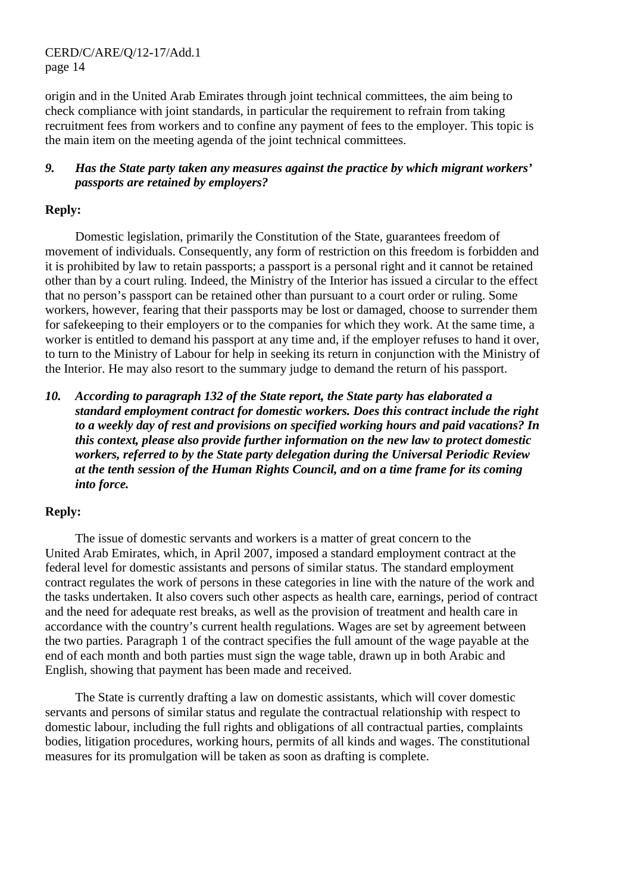origin and in the United Arab Emirates through joint technical committees, the aim being to check compliance with joint standards, in particular the requirement to refrain from taking recruitment fees from workers and to confine any payment of fees to the employer. This topic is the main item on the meeting agenda of the joint technical committees.

***9. Has the State party taken any measures against the practice by which migrant workers' passports are retained by employers?***

**Reply:**

Domestic legislation, primarily the Constitution of the State, guarantees freedom of movement of individuals. Consequently, any form of restriction on this freedom is forbidden and it is prohibited by law to retain passports; a passport is a personal right and it cannot be retained other than by a court ruling. Indeed, the Ministry of the Interior has issued a circular to the effect that no person's passport can be retained other than pursuant to a court order or ruling. Some workers, however, fearing that their passports may be lost or damaged, choose to surrender them for safekeeping to their employers or to the companies for which they work. At the same time, a worker is entitled to demand his passport at any time and, if the employer refuses to hand it over, to turn to the Ministry of Labour for help in seeking its return in conjunction with the Ministry of the Interior. He may also resort to the summary judge to demand the return of his passport.

***10. According to paragraph 132 of the State report, the State party has elaborated a standard employment contract for domestic workers. Does this contract include the right to a weekly day of rest and provisions on specified working hours and paid vacations? In this context, please also provide further information on the new law to protect domestic workers, referred to by the State party delegation during the Universal Periodic Review at the tenth session of the Human Rights Council, and on a time frame for its coming into force.***

**Reply:**

The issue of domestic servants and workers is a matter of great concern to the United Arab Emirates, which, in April 2007, imposed a standard employment contract at the federal level for domestic assistants and persons of similar status. The standard employment contract regulates the work of persons in these categories in line with the nature of the work and the tasks undertaken. It also covers such other aspects as health care, earnings, period of contract and the need for adequate rest breaks, as well as the provision of treatment and health care in accordance with the country's current health regulations. Wages are set by agreement between the two parties. Paragraph 1 of the contract specifies the full amount of the wage payable at the end of each month and both parties must sign the wage table, drawn up in both Arabic and English, showing that payment has been made and received.

The State is currently drafting a law on domestic assistants, which will cover domestic servants and persons of similar status and regulate the contractual relationship with respect to domestic labour, including the full rights and obligations of all contractual parties, complaints bodies, litigation procedures, working hours, permits of all kinds and wages. The constitutional measures for its promulgation will be taken as soon as drafting is complete.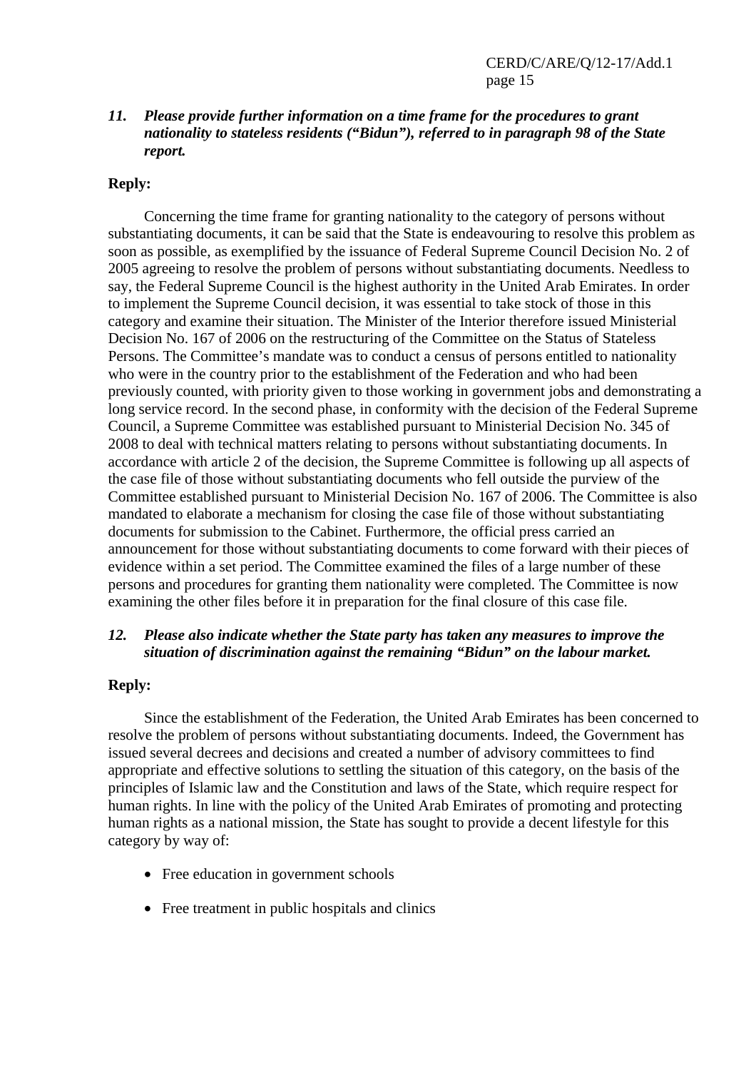***11. Please provide further information on a time frame for the procedures to grant nationality to stateless residents ("Bidun"), referred to in paragraph 98 of the State report.***

**Reply:**

Concerning the time frame for granting nationality to the category of persons without substantiating documents, it can be said that the State is endeavouring to resolve this problem as soon as possible, as exemplified by the issuance of Federal Supreme Council Decision No. 2 of 2005 agreeing to resolve the problem of persons without substantiating documents. Needless to say, the Federal Supreme Council is the highest authority in the United Arab Emirates. In order to implement the Supreme Council decision, it was essential to take stock of those in this category and examine their situation. The Minister of the Interior therefore issued Ministerial Decision No. 167 of 2006 on the restructuring of the Committee on the Status of Stateless Persons. The Committee's mandate was to conduct a census of persons entitled to nationality who were in the country prior to the establishment of the Federation and who had been previously counted, with priority given to those working in government jobs and demonstrating a long service record. In the second phase, in conformity with the decision of the Federal Supreme Council, a Supreme Committee was established pursuant to Ministerial Decision No. 345 of 2008 to deal with technical matters relating to persons without substantiating documents. In accordance with article 2 of the decision, the Supreme Committee is following up all aspects of the case file of those without substantiating documents who fell outside the purview of the Committee established pursuant to Ministerial Decision No. 167 of 2006. The Committee is also mandated to elaborate a mechanism for closing the case file of those without substantiating documents for submission to the Cabinet. Furthermore, the official press carried an announcement for those without substantiating documents to come forward with their pieces of evidence within a set period. The Committee examined the files of a large number of these persons and procedures for granting them nationality were completed. The Committee is now examining the other files before it in preparation for the final closure of this case file.

***12. Please also indicate whether the State party has taken any measures to improve the situation of discrimination against the remaining "Bidun" on the labour market.***

**Reply:**

Since the establishment of the Federation, the United Arab Emirates has been concerned to resolve the problem of persons without substantiating documents. Indeed, the Government has issued several decrees and decisions and created a number of advisory committees to find appropriate and effective solutions to settling the situation of this category, on the basis of the principles of Islamic law and the Constitution and laws of the State, which require respect for human rights. In line with the policy of the United Arab Emirates of promoting and protecting human rights as a national mission, the State has sought to provide a decent lifestyle for this category by way of:

- Free education in government schools
- Free treatment in public hospitals and clinics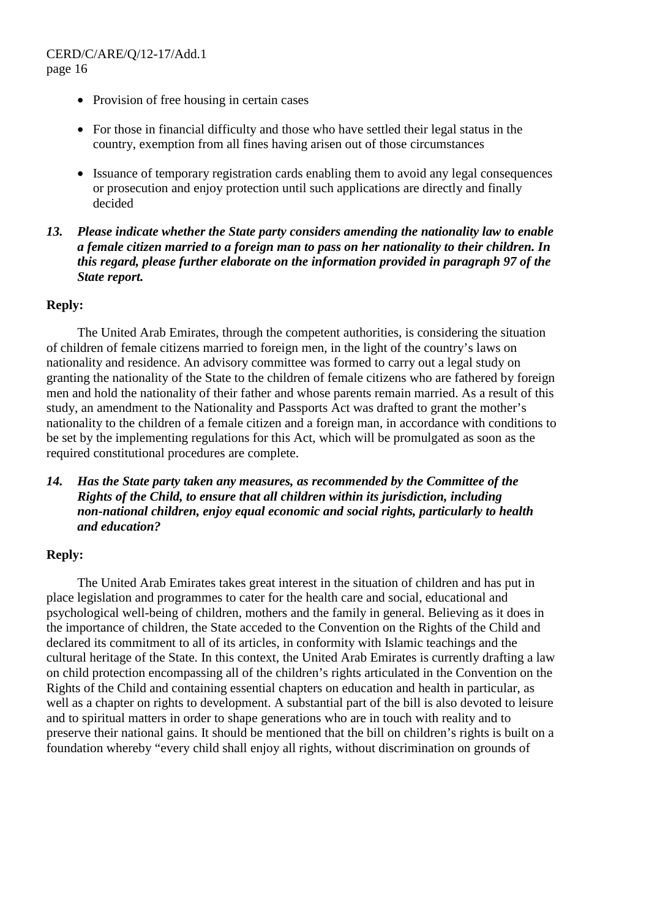- Provision of free housing in certain cases
- For those in financial difficulty and those who have settled their legal status in the country, exemption from all fines having arisen out of those circumstances
- Issuance of temporary registration cards enabling them to avoid any legal consequences or prosecution and enjoy protection until such applications are directly and finally decided

***13. Please indicate whether the State party considers amending the nationality law to enable a female citizen married to a foreign man to pass on her nationality to their children. In this regard, please further elaborate on the information provided in paragraph 97 of the State report.***

**Reply:**

The United Arab Emirates, through the competent authorities, is considering the situation of children of female citizens married to foreign men, in the light of the country's laws on nationality and residence. An advisory committee was formed to carry out a legal study on granting the nationality of the State to the children of female citizens who are fathered by foreign men and hold the nationality of their father and whose parents remain married. As a result of this study, an amendment to the Nationality and Passports Act was drafted to grant the mother's nationality to the children of a female citizen and a foreign man, in accordance with conditions to be set by the implementing regulations for this Act, which will be promulgated as soon as the required constitutional procedures are complete.

***14. Has the State party taken any measures, as recommended by the Committee of the Rights of the Child, to ensure that all children within its jurisdiction, including non-national children, enjoy equal economic and social rights, particularly to health and education?***

**Reply:**

The United Arab Emirates takes great interest in the situation of children and has put in place legislation and programmes to cater for the health care and social, educational and psychological well-being of children, mothers and the family in general. Believing as it does in the importance of children, the State acceded to the Convention on the Rights of the Child and declared its commitment to all of its articles, in conformity with Islamic teachings and the cultural heritage of the State. In this context, the United Arab Emirates is currently drafting a law on child protection encompassing all of the children's rights articulated in the Convention on the Rights of the Child and containing essential chapters on education and health in particular, as well as a chapter on rights to development. A substantial part of the bill is also devoted to leisure and to spiritual matters in order to shape generations who are in touch with reality and to preserve their national gains. It should be mentioned that the bill on children's rights is built on a foundation whereby "every child shall enjoy all rights, without discrimination on grounds of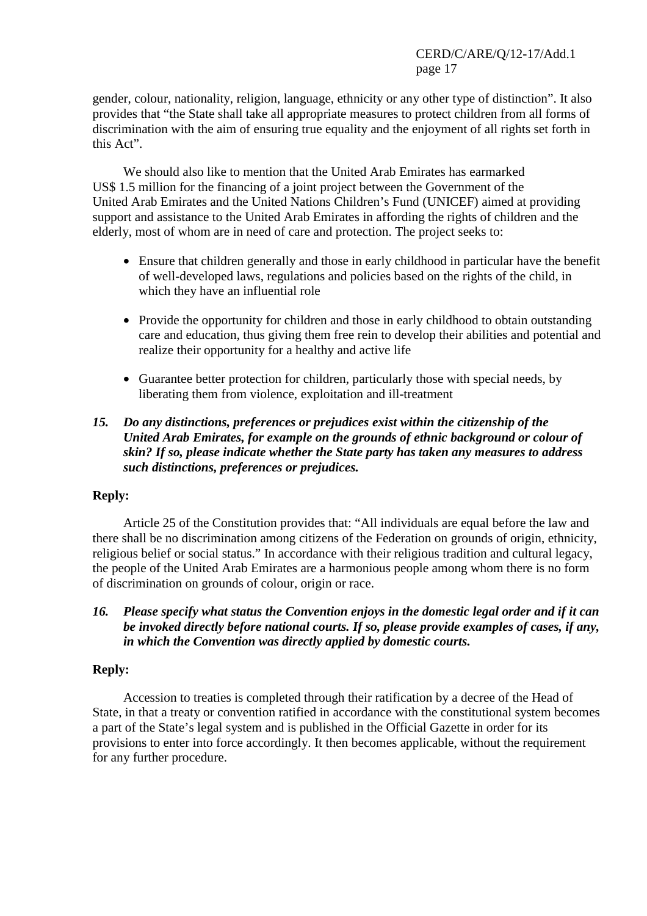gender, colour, nationality, religion, language, ethnicity or any other type of distinction". It also provides that "the State shall take all appropriate measures to protect children from all forms of discrimination with the aim of ensuring true equality and the enjoyment of all rights set forth in this Act".

We should also like to mention that the United Arab Emirates has earmarked US$ 1.5 million for the financing of a joint project between the Government of the United Arab Emirates and the United Nations Children's Fund (UNICEF) aimed at providing support and assistance to the United Arab Emirates in affording the rights of children and the elderly, most of whom are in need of care and protection. The project seeks to:

- Ensure that children generally and those in early childhood in particular have the benefit of well-developed laws, regulations and policies based on the rights of the child, in which they have an influential role
- Provide the opportunity for children and those in early childhood to obtain outstanding care and education, thus giving them free rein to develop their abilities and potential and realize their opportunity for a healthy and active life
- Guarantee better protection for children, particularly those with special needs, by liberating them from violence, exploitation and ill-treatment

***15. Do any distinctions, preferences or prejudices exist within the citizenship of the United Arab Emirates, for example on the grounds of ethnic background or colour of skin? If so, please indicate whether the State party has taken any measures to address such distinctions, preferences or prejudices.***

**Reply:**

Article 25 of the Constitution provides that: "All individuals are equal before the law and there shall be no discrimination among citizens of the Federation on grounds of origin, ethnicity, religious belief or social status." In accordance with their religious tradition and cultural legacy, the people of the United Arab Emirates are a harmonious people among whom there is no form of discrimination on grounds of colour, origin or race.

***16. Please specify what status the Convention enjoys in the domestic legal order and if it can be invoked directly before national courts. If so, please provide examples of cases, if any, in which the Convention was directly applied by domestic courts.***

**Reply:**

Accession to treaties is completed through their ratification by a decree of the Head of State, in that a treaty or convention ratified in accordance with the constitutional system becomes a part of the State's legal system and is published in the Official Gazette in order for its provisions to enter into force accordingly. It then becomes applicable, without the requirement for any further procedure.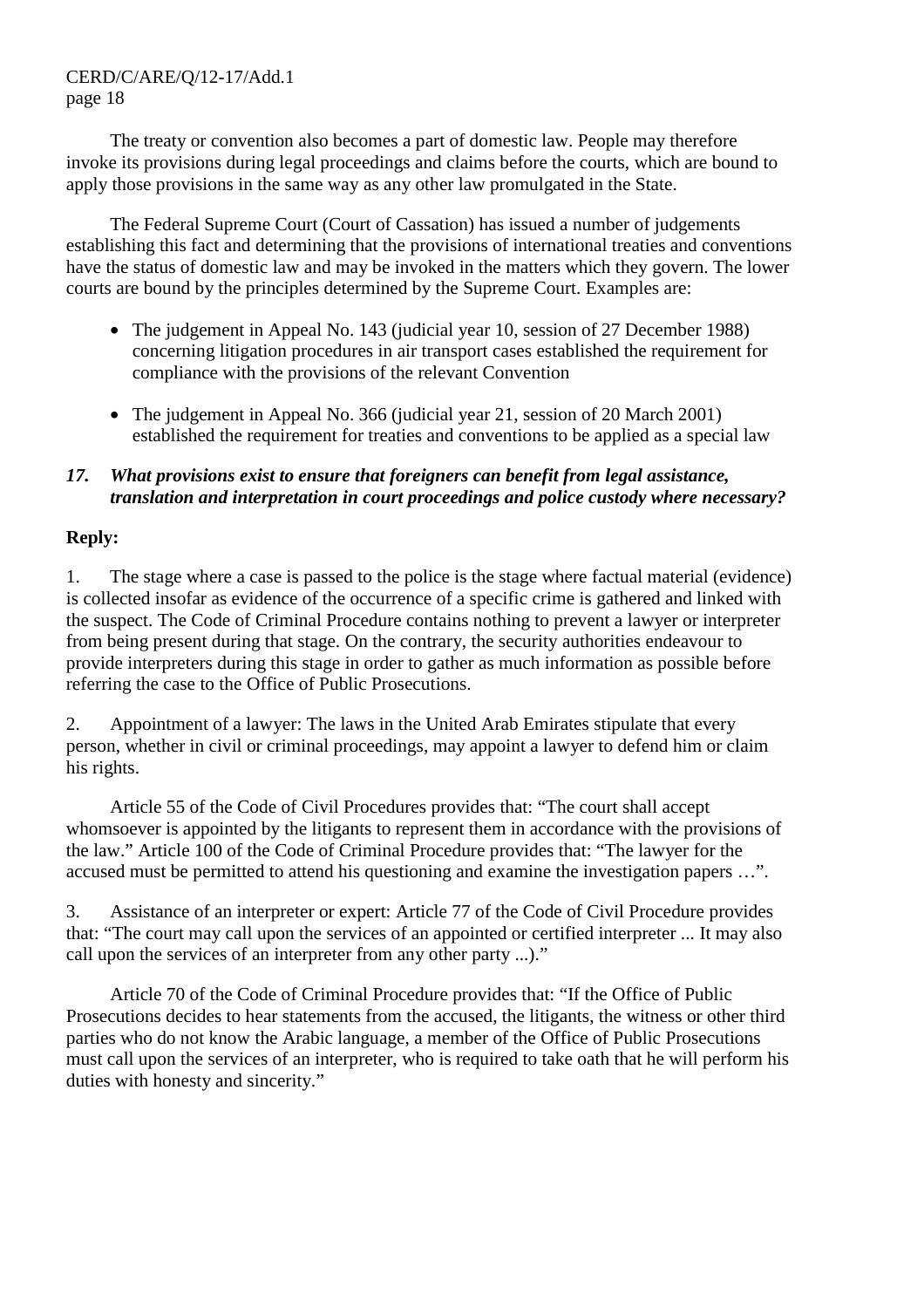The treaty or convention also becomes a part of domestic law. People may therefore invoke its provisions during legal proceedings and claims before the courts, which are bound to apply those provisions in the same way as any other law promulgated in the State.

The Federal Supreme Court (Court of Cassation) has issued a number of judgements establishing this fact and determining that the provisions of international treaties and conventions have the status of domestic law and may be invoked in the matters which they govern. The lower courts are bound by the principles determined by the Supreme Court. Examples are:

- The judgement in Appeal No. 143 (judicial year 10, session of 27 December 1988) concerning litigation procedures in air transport cases established the requirement for compliance with the provisions of the relevant Convention
- The judgement in Appeal No. 366 (judicial year 21, session of 20 March 2001) established the requirement for treaties and conventions to be applied as a special law

***17. What provisions exist to ensure that foreigners can benefit from legal assistance, translation and interpretation in court proceedings and police custody where necessary?***

**Reply:**

1. The stage where a case is passed to the police is the stage where factual material (evidence) is collected insofar as evidence of the occurrence of a specific crime is gathered and linked with the suspect. The Code of Criminal Procedure contains nothing to prevent a lawyer or interpreter from being present during that stage. On the contrary, the security authorities endeavour to provide interpreters during this stage in order to gather as much information as possible before referring the case to the Office of Public Prosecutions.

2. Appointment of a lawyer: The laws in the United Arab Emirates stipulate that every person, whether in civil or criminal proceedings, may appoint a lawyer to defend him or claim his rights.

Article 55 of the Code of Civil Procedures provides that: “The court shall accept whomsoever is appointed by the litigants to represent them in accordance with the provisions of the law.” Article 100 of the Code of Criminal Procedure provides that: “The lawyer for the accused must be permitted to attend his questioning and examine the investigation papers …”.

3. Assistance of an interpreter or expert: Article 77 of the Code of Civil Procedure provides that: “The court may call upon the services of an appointed or certified interpreter ... It may also call upon the services of an interpreter from any other party ...).”

Article 70 of the Code of Criminal Procedure provides that: “If the Office of Public Prosecutions decides to hear statements from the accused, the litigants, the witness or other third parties who do not know the Arabic language, a member of the Office of Public Prosecutions must call upon the services of an interpreter, who is required to take oath that he will perform his duties with honesty and sincerity.”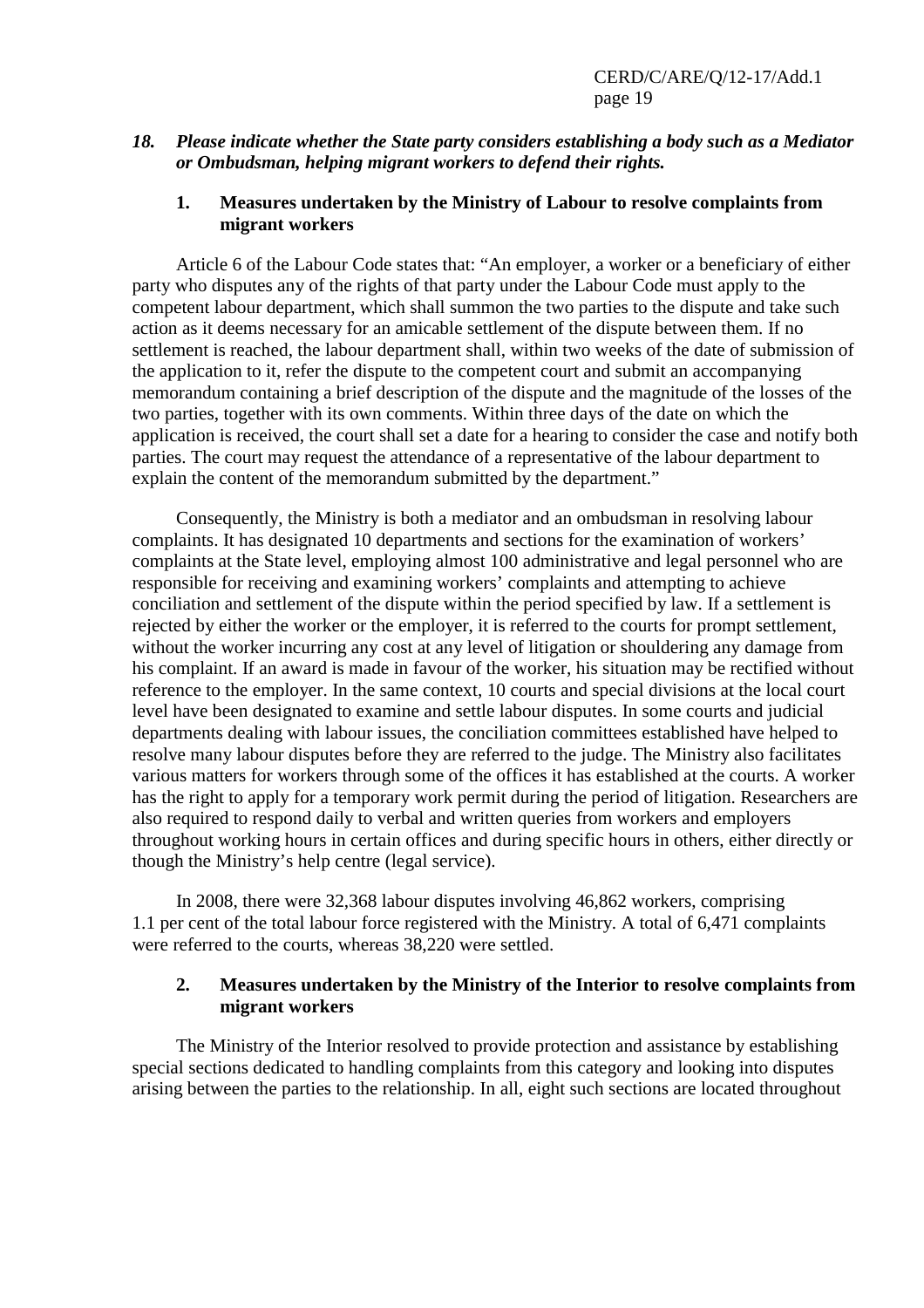***18. Please indicate whether the State party considers establishing a body such as a Mediator or Ombudsman, helping migrant workers to defend their rights.***

### 1. Measures undertaken by the Ministry of Labour to resolve complaints from migrant workers

Article 6 of the Labour Code states that: "An employer, a worker or a beneficiary of either party who disputes any of the rights of that party under the Labour Code must apply to the competent labour department, which shall summon the two parties to the dispute and take such action as it deems necessary for an amicable settlement of the dispute between them. If no settlement is reached, the labour department shall, within two weeks of the date of submission of the application to it, refer the dispute to the competent court and submit an accompanying memorandum containing a brief description of the dispute and the magnitude of the losses of the two parties, together with its own comments. Within three days of the date on which the application is received, the court shall set a date for a hearing to consider the case and notify both parties. The court may request the attendance of a representative of the labour department to explain the content of the memorandum submitted by the department."

Consequently, the Ministry is both a mediator and an ombudsman in resolving labour complaints. It has designated 10 departments and sections for the examination of workers' complaints at the State level, employing almost 100 administrative and legal personnel who are responsible for receiving and examining workers' complaints and attempting to achieve conciliation and settlement of the dispute within the period specified by law. If a settlement is rejected by either the worker or the employer, it is referred to the courts for prompt settlement, without the worker incurring any cost at any level of litigation or shouldering any damage from his complaint. If an award is made in favour of the worker, his situation may be rectified without reference to the employer. In the same context, 10 courts and special divisions at the local court level have been designated to examine and settle labour disputes. In some courts and judicial departments dealing with labour issues, the conciliation committees established have helped to resolve many labour disputes before they are referred to the judge. The Ministry also facilitates various matters for workers through some of the offices it has established at the courts. A worker has the right to apply for a temporary work permit during the period of litigation. Researchers are also required to respond daily to verbal and written queries from workers and employers throughout working hours in certain offices and during specific hours in others, either directly or though the Ministry's help centre (legal service).

In 2008, there were 32,368 labour disputes involving 46,862 workers, comprising 1.1 per cent of the total labour force registered with the Ministry. A total of 6,471 complaints were referred to the courts, whereas 38,220 were settled.

### 2. Measures undertaken by the Ministry of the Interior to resolve complaints from migrant workers

The Ministry of the Interior resolved to provide protection and assistance by establishing special sections dedicated to handling complaints from this category and looking into disputes arising between the parties to the relationship. In all, eight such sections are located throughout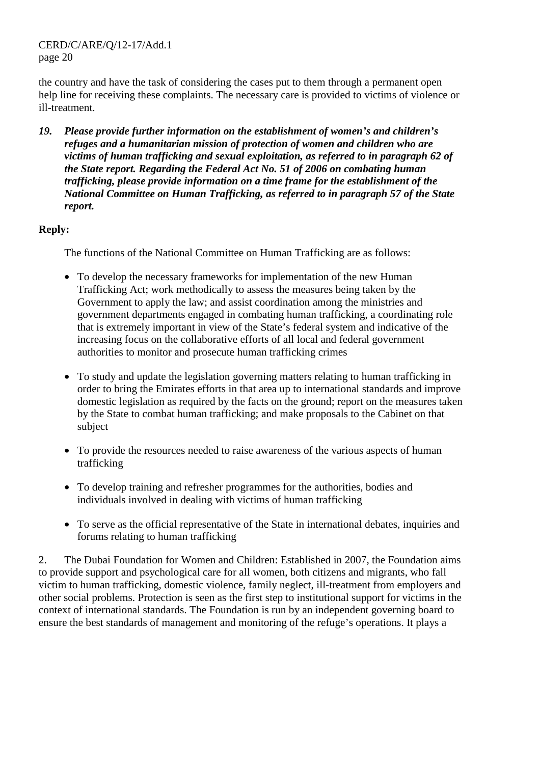the country and have the task of considering the cases put to them through a permanent open help line for receiving these complaints. The necessary care is provided to victims of violence or ill-treatment.

***19. Please provide further information on the establishment of women's and children's refuges and a humanitarian mission of protection of women and children who are victims of human trafficking and sexual exploitation, as referred to in paragraph 62 of the State report. Regarding the Federal Act No. 51 of 2006 on combating human trafficking, please provide information on a time frame for the establishment of the National Committee on Human Trafficking, as referred to in paragraph 57 of the State report.***

**Reply:**

The functions of the National Committee on Human Trafficking are as follows:

- To develop the necessary frameworks for implementation of the new Human Trafficking Act; work methodically to assess the measures being taken by the Government to apply the law; and assist coordination among the ministries and government departments engaged in combating human trafficking, a coordinating role that is extremely important in view of the State's federal system and indicative of the increasing focus on the collaborative efforts of all local and federal government authorities to monitor and prosecute human trafficking crimes

- To study and update the legislation governing matters relating to human trafficking in order to bring the Emirates efforts in that area up to international standards and improve domestic legislation as required by the facts on the ground; report on the measures taken by the State to combat human trafficking; and make proposals to the Cabinet on that subject

- To provide the resources needed to raise awareness of the various aspects of human trafficking

- To develop training and refresher programmes for the authorities, bodies and individuals involved in dealing with victims of human trafficking

- To serve as the official representative of the State in international debates, inquiries and forums relating to human trafficking

2. The Dubai Foundation for Women and Children: Established in 2007, the Foundation aims to provide support and psychological care for all women, both citizens and migrants, who fall victim to human trafficking, domestic violence, family neglect, ill-treatment from employers and other social problems. Protection is seen as the first step to institutional support for victims in the context of international standards. The Foundation is run by an independent governing board to ensure the best standards of management and monitoring of the refuge's operations. It plays a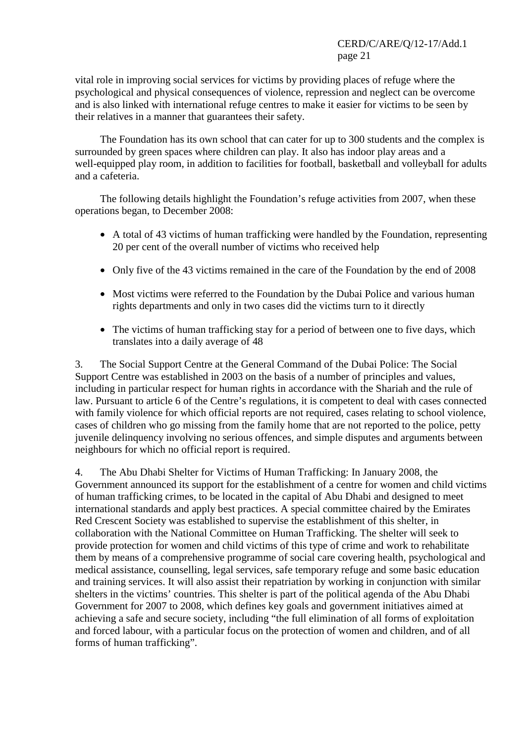vital role in improving social services for victims by providing places of refuge where the psychological and physical consequences of violence, repression and neglect can be overcome and is also linked with international refuge centres to make it easier for victims to be seen by their relatives in a manner that guarantees their safety.

The Foundation has its own school that can cater for up to 300 students and the complex is surrounded by green spaces where children can play. It also has indoor play areas and a well-equipped play room, in addition to facilities for football, basketball and volleyball for adults and a cafeteria.

The following details highlight the Foundation's refuge activities from 2007, when these operations began, to December 2008:

- A total of 43 victims of human trafficking were handled by the Foundation, representing 20 per cent of the overall number of victims who received help
- Only five of the 43 victims remained in the care of the Foundation by the end of 2008
- Most victims were referred to the Foundation by the Dubai Police and various human rights departments and only in two cases did the victims turn to it directly
- The victims of human trafficking stay for a period of between one to five days, which translates into a daily average of 48

3. The Social Support Centre at the General Command of the Dubai Police: The Social Support Centre was established in 2003 on the basis of a number of principles and values, including in particular respect for human rights in accordance with the Shariah and the rule of law. Pursuant to article 6 of the Centre's regulations, it is competent to deal with cases connected with family violence for which official reports are not required, cases relating to school violence, cases of children who go missing from the family home that are not reported to the police, petty juvenile delinquency involving no serious offences, and simple disputes and arguments between neighbours for which no official report is required.

4. The Abu Dhabi Shelter for Victims of Human Trafficking: In January 2008, the Government announced its support for the establishment of a centre for women and child victims of human trafficking crimes, to be located in the capital of Abu Dhabi and designed to meet international standards and apply best practices. A special committee chaired by the Emirates Red Crescent Society was established to supervise the establishment of this shelter, in collaboration with the National Committee on Human Trafficking. The shelter will seek to provide protection for women and child victims of this type of crime and work to rehabilitate them by means of a comprehensive programme of social care covering health, psychological and medical assistance, counselling, legal services, safe temporary refuge and some basic education and training services. It will also assist their repatriation by working in conjunction with similar shelters in the victims' countries. This shelter is part of the political agenda of the Abu Dhabi Government for 2007 to 2008, which defines key goals and government initiatives aimed at achieving a safe and secure society, including "the full elimination of all forms of exploitation and forced labour, with a particular focus on the protection of women and children, and of all forms of human trafficking".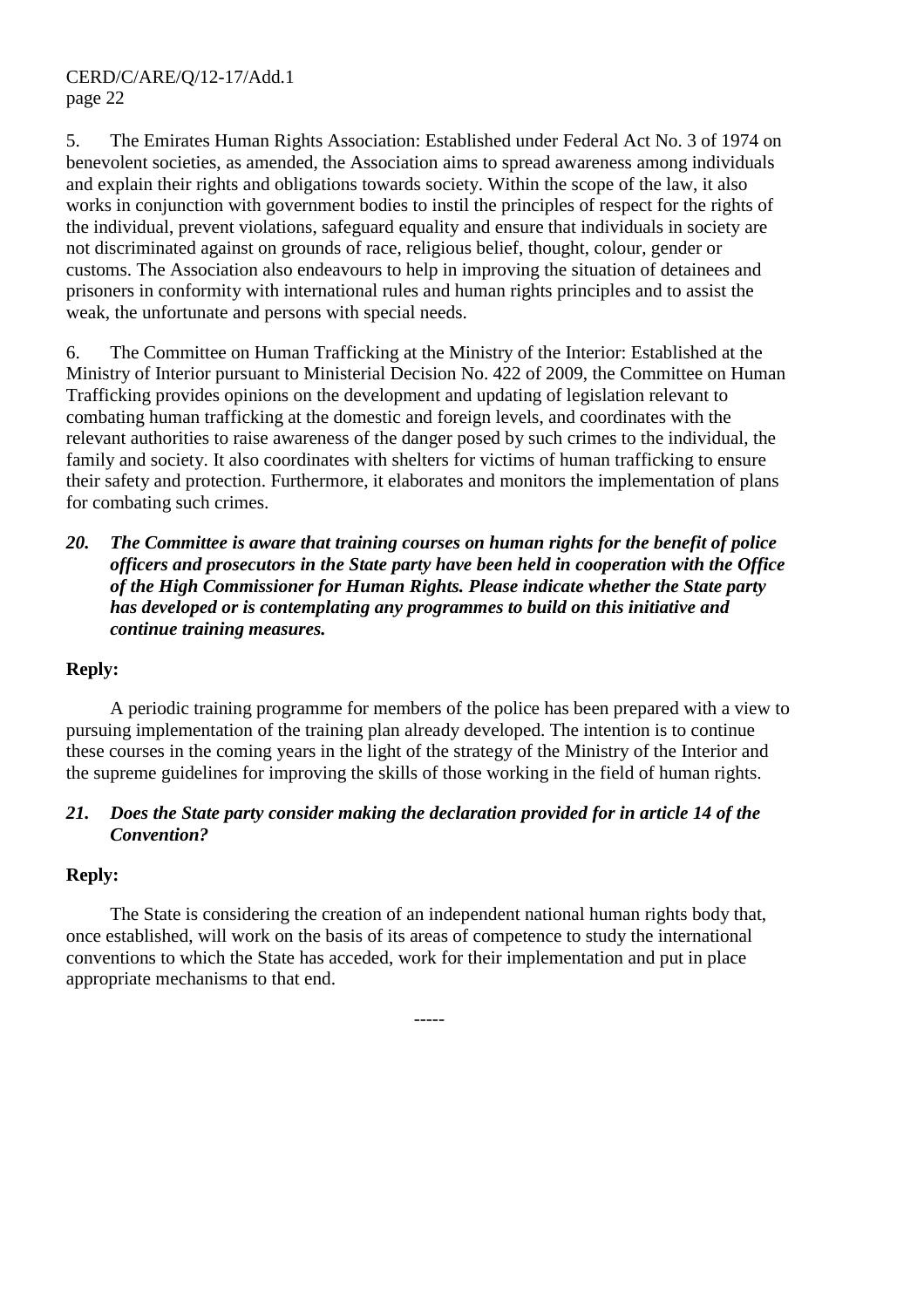5. The Emirates Human Rights Association: Established under Federal Act No. 3 of 1974 on benevolent societies, as amended, the Association aims to spread awareness among individuals and explain their rights and obligations towards society. Within the scope of the law, it also works in conjunction with government bodies to instil the principles of respect for the rights of the individual, prevent violations, safeguard equality and ensure that individuals in society are not discriminated against on grounds of race, religious belief, thought, colour, gender or customs. The Association also endeavours to help in improving the situation of detainees and prisoners in conformity with international rules and human rights principles and to assist the weak, the unfortunate and persons with special needs.

6. The Committee on Human Trafficking at the Ministry of the Interior: Established at the Ministry of Interior pursuant to Ministerial Decision No. 422 of 2009, the Committee on Human Trafficking provides opinions on the development and updating of legislation relevant to combating human trafficking at the domestic and foreign levels, and coordinates with the relevant authorities to raise awareness of the danger posed by such crimes to the individual, the family and society. It also coordinates with shelters for victims of human trafficking to ensure their safety and protection. Furthermore, it elaborates and monitors the implementation of plans for combating such crimes.

***20. The Committee is aware that training courses on human rights for the benefit of police officers and prosecutors in the State party have been held in cooperation with the Office of the High Commissioner for Human Rights. Please indicate whether the State party has developed or is contemplating any programmes to build on this initiative and continue training measures.***

**Reply:**

A periodic training programme for members of the police has been prepared with a view to pursuing implementation of the training plan already developed. The intention is to continue these courses in the coming years in the light of the strategy of the Ministry of the Interior and the supreme guidelines for improving the skills of those working in the field of human rights.

***21. Does the State party consider making the declaration provided for in article 14 of the Convention?***

**Reply:**

The State is considering the creation of an independent national human rights body that, once established, will work on the basis of its areas of competence to study the international conventions to which the State has acceded, work for their implementation and put in place appropriate mechanisms to that end.

-----